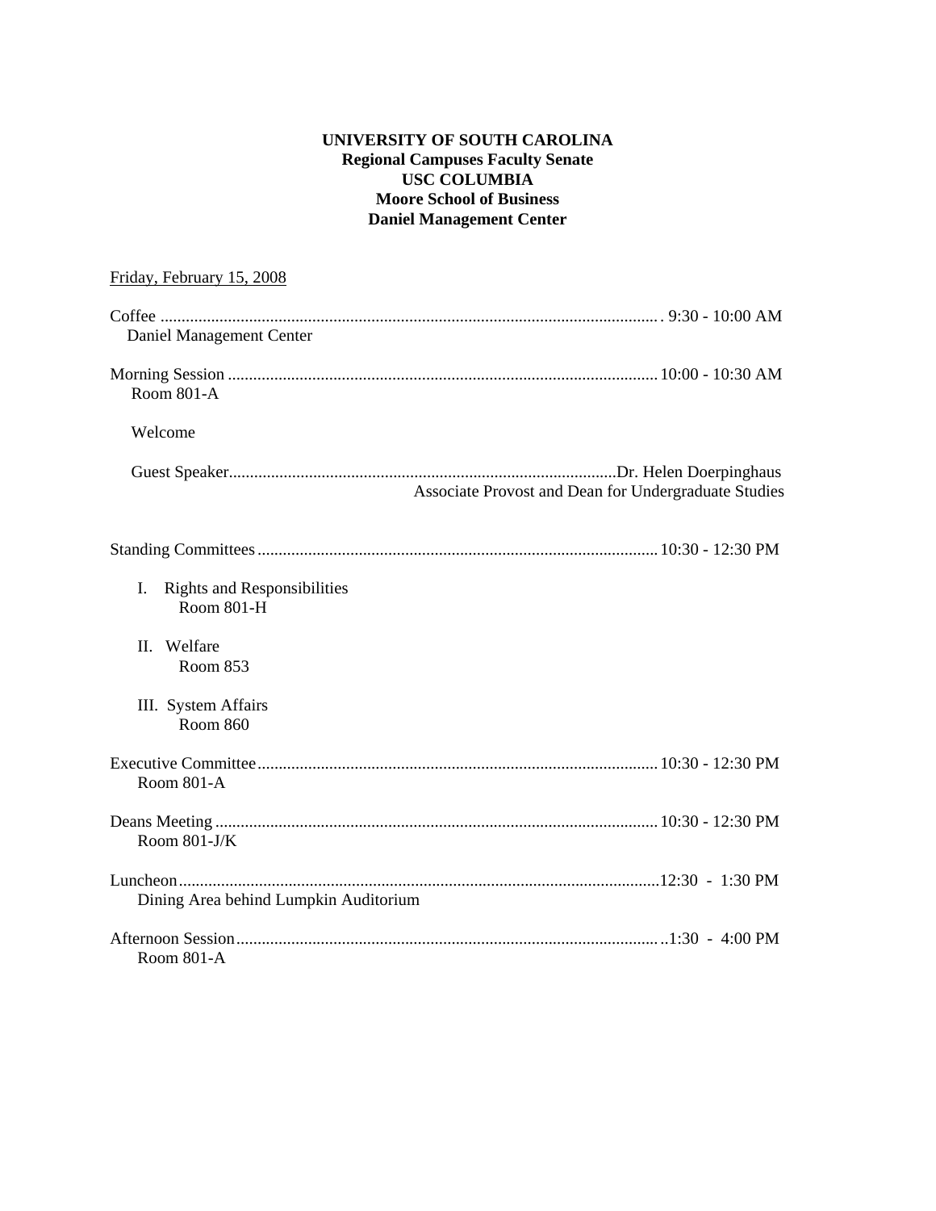**UNIVERSITY OF SOUTH CAROLINA**
**Regional Campuses Faculty Senate**
**USC COLUMBIA**
**Moore School of Business**
**Daniel Management Center**

Friday, February 15, 2008

Coffee ........................................................................................................ 9:30 - 10:00 AM
Daniel Management Center

Morning Session ........................................................................................ 10:00 - 10:30 AM
Room 801-A

Welcome

Guest Speaker.......................................................................................Dr. Helen Doerpinghaus
Associate Provost and Dean for Undergraduate Studies

Standing Committees.................................................................................. 10:30 - 12:30 PM

I. Rights and Responsibilities
Room 801-H

II. Welfare
Room 853

III. System Affairs
Room 860

Executive Committee.................................................................................. 10:30 - 12:30 PM
Room 801-A

Deans Meeting ............................................................................................ 10:30 - 12:30 PM
Room 801-J/K

Luncheon....................................................................................................12:30 - 1:30 PM
Dining Area behind Lumpkin Auditorium

Afternoon Session........................................................................................1:30 - 4:00 PM
Room 801-A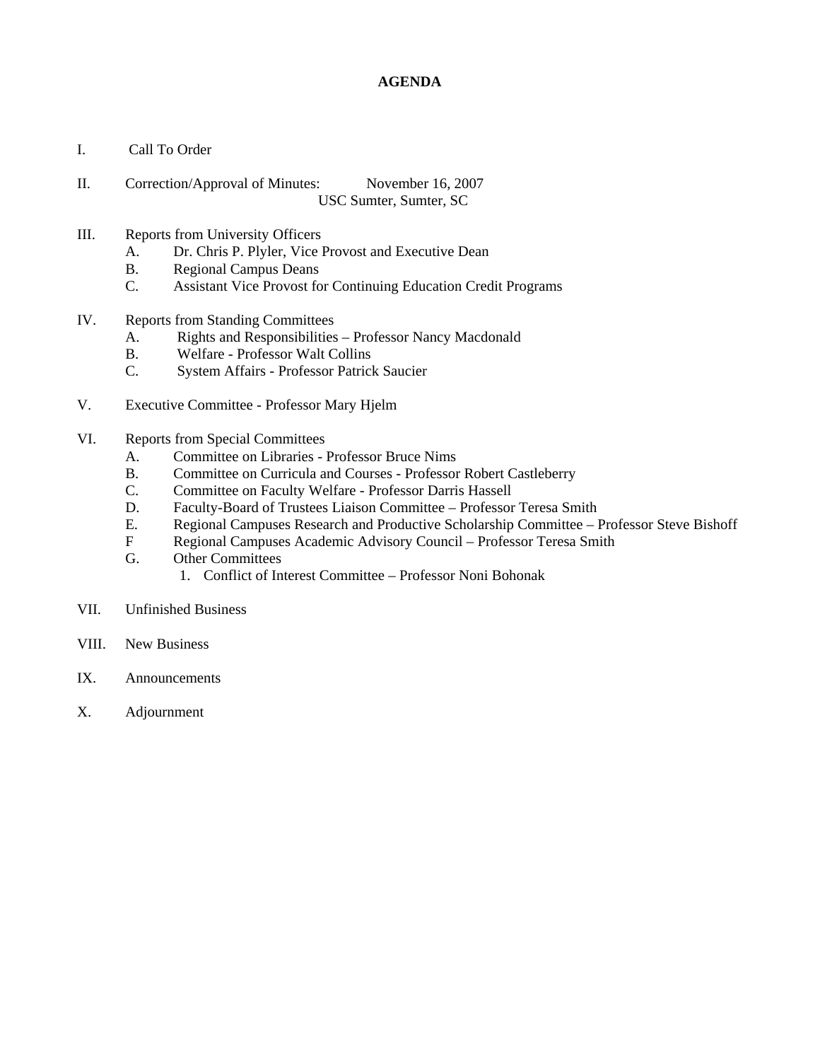# AGENDA

I. Call To Order

II. Correction/Approval of Minutes: November 16, 2007
USC Sumter, Sumter, SC

III. Reports from University Officers
   A. Dr. Chris P. Plyler, Vice Provost and Executive Dean
   B. Regional Campus Deans
   C. Assistant Vice Provost for Continuing Education Credit Programs

IV. Reports from Standing Committees
   A. Rights and Responsibilities – Professor Nancy Macdonald
   B. Welfare - Professor Walt Collins
   C. System Affairs - Professor Patrick Saucier

V. Executive Committee - Professor Mary Hjelm

VI. Reports from Special Committees
   A. Committee on Libraries - Professor Bruce Nims
   B. Committee on Curricula and Courses - Professor Robert Castleberry
   C. Committee on Faculty Welfare - Professor Darris Hassell
   D. Faculty-Board of Trustees Liaison Committee – Professor Teresa Smith
   E. Regional Campuses Research and Productive Scholarship Committee – Professor Steve Bishoff
   F Regional Campuses Academic Advisory Council – Professor Teresa Smith
   G. Other Committees
      1. Conflict of Interest Committee – Professor Noni Bohonak

VII. Unfinished Business

VIII. New Business

IX. Announcements

X. Adjournment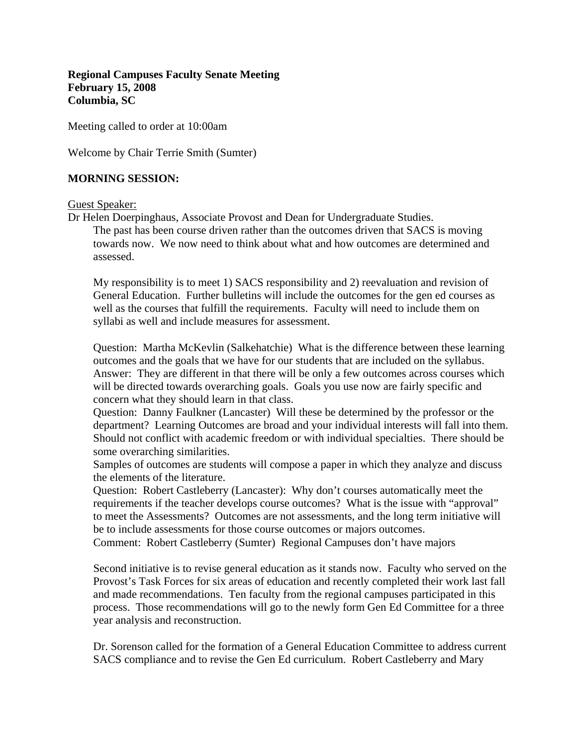**Regional Campuses Faculty Senate Meeting**
**February 15, 2008**
**Columbia, SC**

Meeting called to order at 10:00am

Welcome by Chair Terrie Smith (Sumter)

**MORNING SESSION:**

Guest Speaker:

Dr Helen Doerpinghaus, Associate Provost and Dean for Undergraduate Studies.

The past has been course driven rather than the outcomes driven that SACS is moving towards now. We now need to think about what and how outcomes are determined and assessed.

My responsibility is to meet 1) SACS responsibility and 2) reevaluation and revision of General Education. Further bulletins will include the outcomes for the gen ed courses as well as the courses that fulfill the requirements. Faculty will need to include them on syllabi as well and include measures for assessment.

Question: Martha McKevlin (Salkehatchie) What is the difference between these learning outcomes and the goals that we have for our students that are included on the syllabus.
Answer: They are different in that there will be only a few outcomes across courses which will be directed towards overarching goals. Goals you use now are fairly specific and concern what they should learn in that class.
Question: Danny Faulkner (Lancaster) Will these be determined by the professor or the department? Learning Outcomes are broad and your individual interests will fall into them. Should not conflict with academic freedom or with individual specialties. There should be some overarching similarities.
Samples of outcomes are students will compose a paper in which they analyze and discuss the elements of the literature.
Question: Robert Castleberry (Lancaster): Why don't courses automatically meet the requirements if the teacher develops course outcomes? What is the issue with "approval" to meet the Assessments? Outcomes are not assessments, and the long term initiative will be to include assessments for those course outcomes or majors outcomes.
Comment: Robert Castleberry (Sumter) Regional Campuses don't have majors

Second initiative is to revise general education as it stands now. Faculty who served on the Provost's Task Forces for six areas of education and recently completed their work last fall and made recommendations. Ten faculty from the regional campuses participated in this process. Those recommendations will go to the newly form Gen Ed Committee for a three year analysis and reconstruction.

Dr. Sorenson called for the formation of a General Education Committee to address current SACS compliance and to revise the Gen Ed curriculum. Robert Castleberry and Mary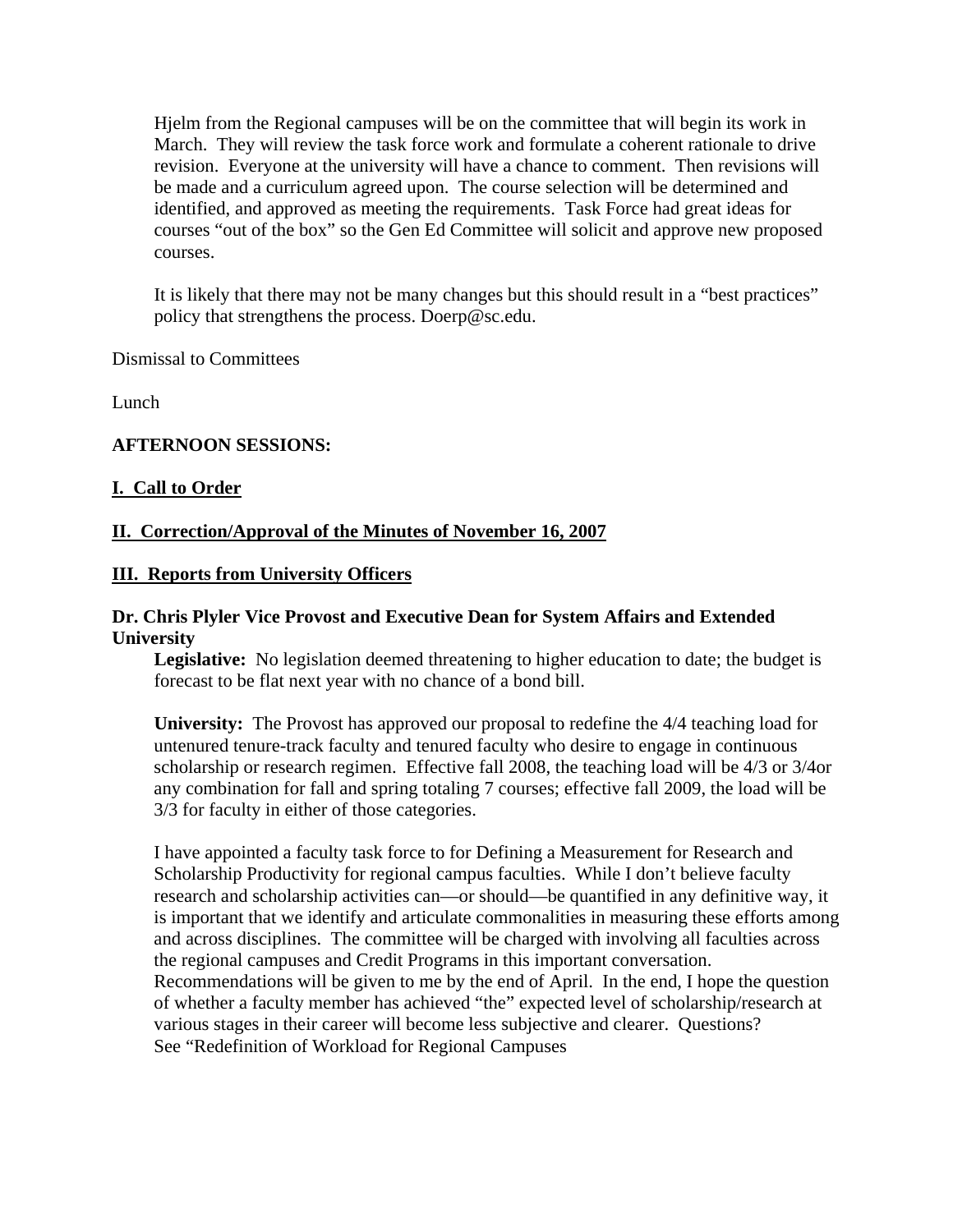Hjelm from the Regional campuses will be on the committee that will begin its work in March. They will review the task force work and formulate a coherent rationale to drive revision. Everyone at the university will have a chance to comment. Then revisions will be made and a curriculum agreed upon. The course selection will be determined and identified, and approved as meeting the requirements. Task Force had great ideas for courses "out of the box" so the Gen Ed Committee will solicit and approve new proposed courses.

It is likely that there may not be many changes but this should result in a "best practices" policy that strengthens the process. Doerp@sc.edu.

Dismissal to Committees

Lunch

**AFTERNOON SESSIONS:**

**I. Call to Order**

**II. Correction/Approval of the Minutes of November 16, 2007**

**III. Reports from University Officers**

**Dr. Chris Plyler Vice Provost and Executive Dean for System Affairs and Extended University**

**Legislative:** No legislation deemed threatening to higher education to date; the budget is forecast to be flat next year with no chance of a bond bill.

**University:** The Provost has approved our proposal to redefine the 4/4 teaching load for untenured tenure-track faculty and tenured faculty who desire to engage in continuous scholarship or research regimen. Effective fall 2008, the teaching load will be 4/3 or 3/4or any combination for fall and spring totaling 7 courses; effective fall 2009, the load will be 3/3 for faculty in either of those categories.

I have appointed a faculty task force to for Defining a Measurement for Research and Scholarship Productivity for regional campus faculties. While I don't believe faculty research and scholarship activities can—or should—be quantified in any definitive way, it is important that we identify and articulate commonalities in measuring these efforts among and across disciplines. The committee will be charged with involving all faculties across the regional campuses and Credit Programs in this important conversation. Recommendations will be given to me by the end of April. In the end, I hope the question of whether a faculty member has achieved "the" expected level of scholarship/research at various stages in their career will become less subjective and clearer. Questions? See "Redefinition of Workload for Regional Campuses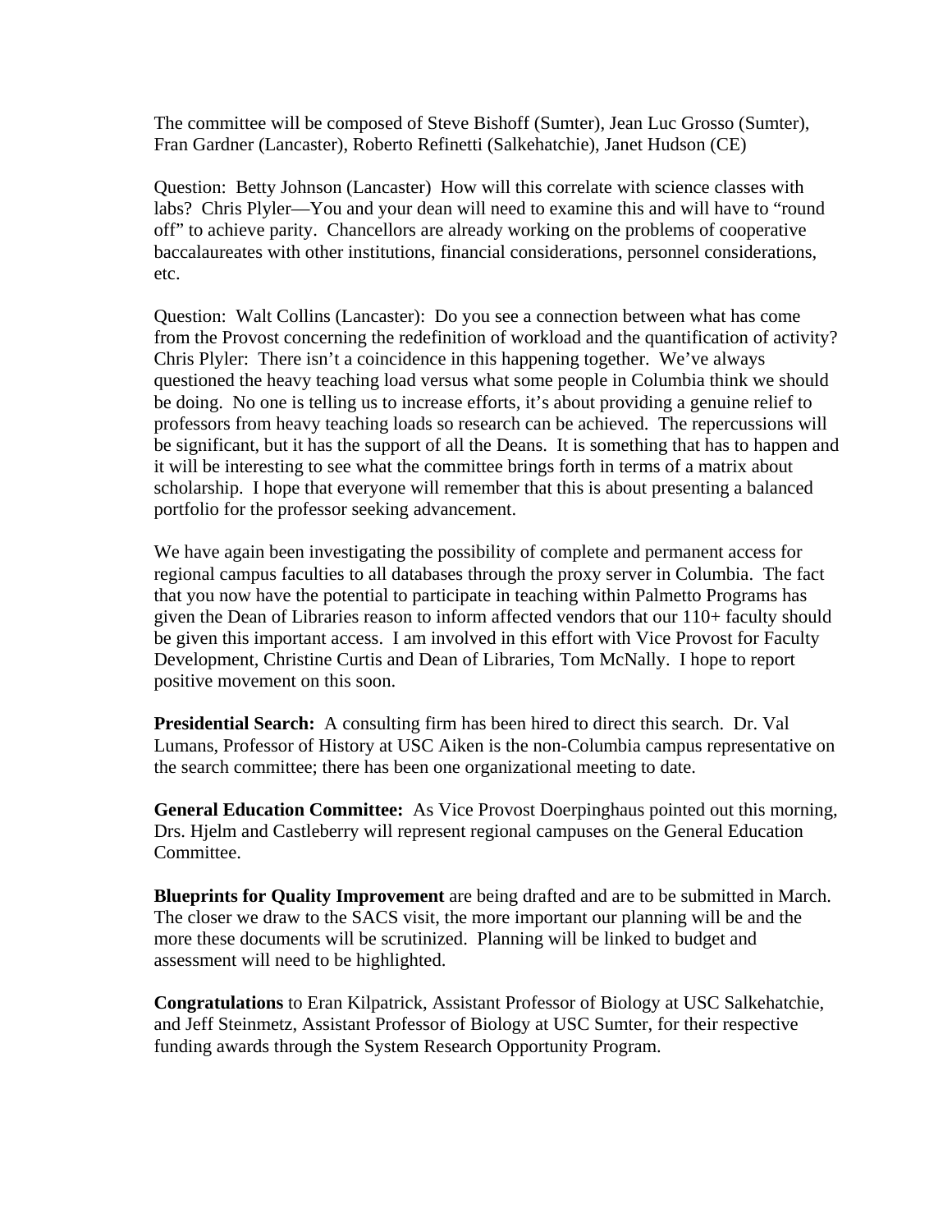The committee will be composed of Steve Bishoff (Sumter), Jean Luc Grosso (Sumter), Fran Gardner (Lancaster), Roberto Refinetti (Salkehatchie), Janet Hudson (CE)

Question: Betty Johnson (Lancaster) How will this correlate with science classes with labs? Chris Plyler—You and your dean will need to examine this and will have to "round off" to achieve parity. Chancellors are already working on the problems of cooperative baccalaureates with other institutions, financial considerations, personnel considerations, etc.

Question: Walt Collins (Lancaster): Do you see a connection between what has come from the Provost concerning the redefinition of workload and the quantification of activity? Chris Plyler: There isn't a coincidence in this happening together. We've always questioned the heavy teaching load versus what some people in Columbia think we should be doing. No one is telling us to increase efforts, it's about providing a genuine relief to professors from heavy teaching loads so research can be achieved. The repercussions will be significant, but it has the support of all the Deans. It is something that has to happen and it will be interesting to see what the committee brings forth in terms of a matrix about scholarship. I hope that everyone will remember that this is about presenting a balanced portfolio for the professor seeking advancement.

We have again been investigating the possibility of complete and permanent access for regional campus faculties to all databases through the proxy server in Columbia. The fact that you now have the potential to participate in teaching within Palmetto Programs has given the Dean of Libraries reason to inform affected vendors that our 110+ faculty should be given this important access. I am involved in this effort with Vice Provost for Faculty Development, Christine Curtis and Dean of Libraries, Tom McNally. I hope to report positive movement on this soon.

**Presidential Search:** A consulting firm has been hired to direct this search. Dr. Val Lumans, Professor of History at USC Aiken is the non-Columbia campus representative on the search committee; there has been one organizational meeting to date.

**General Education Committee:** As Vice Provost Doerpinghaus pointed out this morning, Drs. Hjelm and Castleberry will represent regional campuses on the General Education Committee.

**Blueprints for Quality Improvement** are being drafted and are to be submitted in March. The closer we draw to the SACS visit, the more important our planning will be and the more these documents will be scrutinized. Planning will be linked to budget and assessment will need to be highlighted.

**Congratulations** to Eran Kilpatrick, Assistant Professor of Biology at USC Salkehatchie, and Jeff Steinmetz, Assistant Professor of Biology at USC Sumter, for their respective funding awards through the System Research Opportunity Program.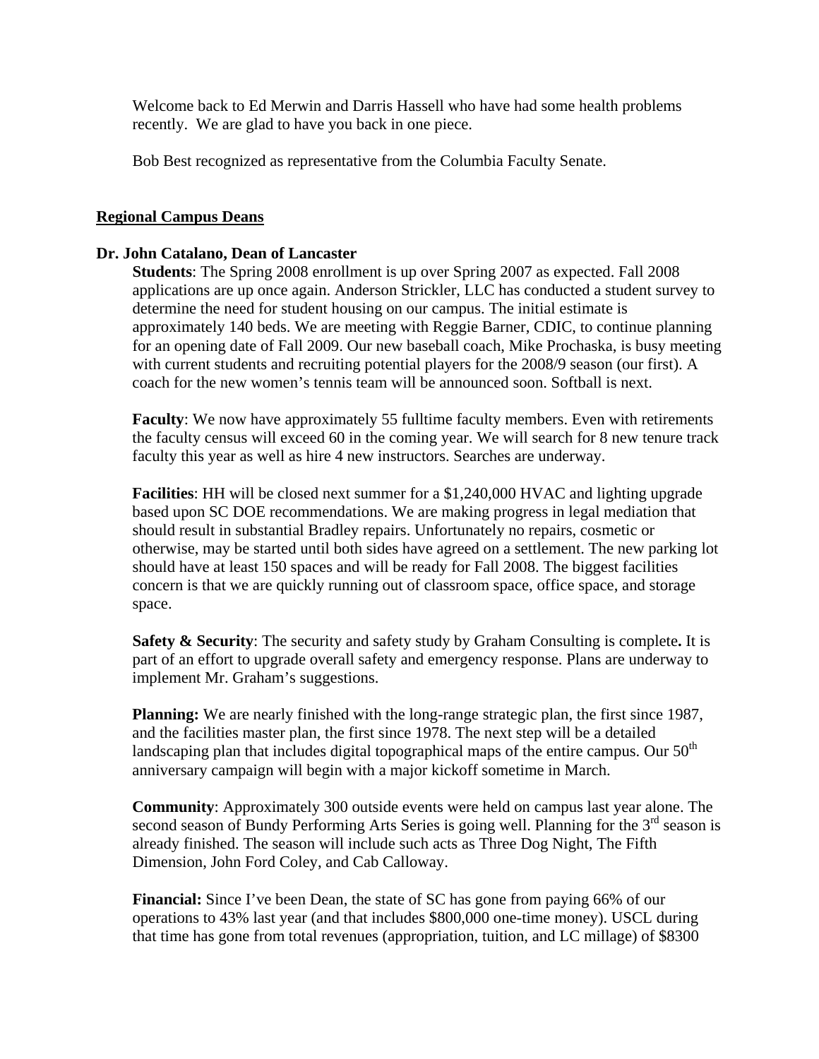Welcome back to Ed Merwin and Darris Hassell who have had some health problems recently. We are glad to have you back in one piece.

Bob Best recognized as representative from the Columbia Faculty Senate.

## Regional Campus Deans

### Dr. John Catalano, Dean of Lancaster

**Students**: The Spring 2008 enrollment is up over Spring 2007 as expected. Fall 2008 applications are up once again. Anderson Strickler, LLC has conducted a student survey to determine the need for student housing on our campus. The initial estimate is approximately 140 beds. We are meeting with Reggie Barner, CDIC, to continue planning for an opening date of Fall 2009. Our new baseball coach, Mike Prochaska, is busy meeting with current students and recruiting potential players for the 2008/9 season (our first). A coach for the new women's tennis team will be announced soon. Softball is next.

**Faculty**: We now have approximately 55 fulltime faculty members. Even with retirements the faculty census will exceed 60 in the coming year. We will search for 8 new tenure track faculty this year as well as hire 4 new instructors. Searches are underway.

**Facilities**: HH will be closed next summer for a $1,240,000 HVAC and lighting upgrade based upon SC DOE recommendations. We are making progress in legal mediation that should result in substantial Bradley repairs. Unfortunately no repairs, cosmetic or otherwise, may be started until both sides have agreed on a settlement. The new parking lot should have at least 150 spaces and will be ready for Fall 2008. The biggest facilities concern is that we are quickly running out of classroom space, office space, and storage space.

**Safety & Security**: The security and safety study by Graham Consulting is complete**.** It is part of an effort to upgrade overall safety and emergency response. Plans are underway to implement Mr. Graham's suggestions.

**Planning:** We are nearly finished with the long-range strategic plan, the first since 1987, and the facilities master plan, the first since 1978. The next step will be a detailed landscaping plan that includes digital topographical maps of the entire campus. Our 50th anniversary campaign will begin with a major kickoff sometime in March.

**Community**: Approximately 300 outside events were held on campus last year alone. The second season of Bundy Performing Arts Series is going well. Planning for the 3rd season is already finished. The season will include such acts as Three Dog Night, The Fifth Dimension, John Ford Coley, and Cab Calloway.

**Financial:** Since I've been Dean, the state of SC has gone from paying 66% of our operations to 43% last year (and that includes $800,000 one-time money). USCL during that time has gone from total revenues (appropriation, tuition, and LC millage) of $8300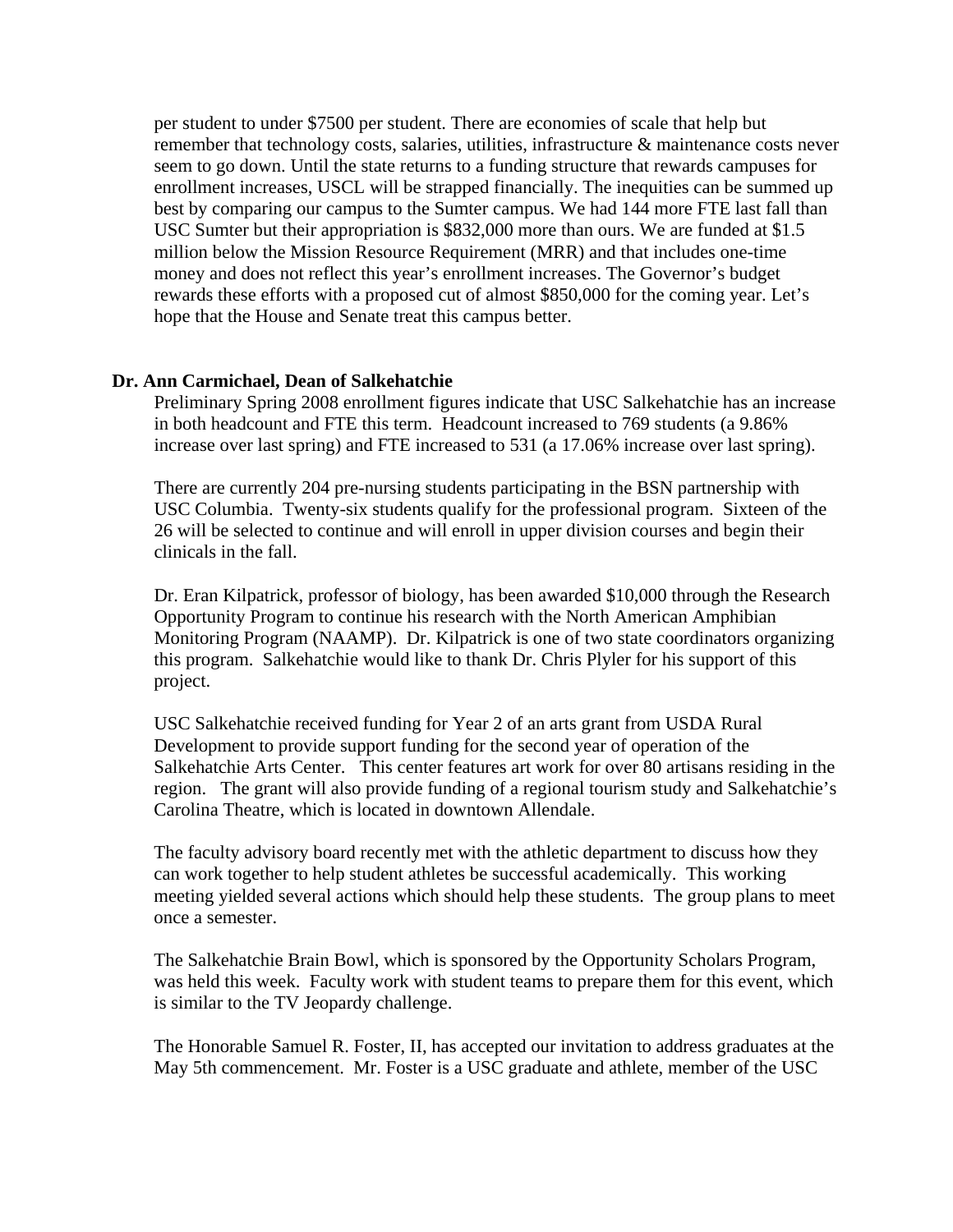per student to under $7500 per student. There are economies of scale that help but remember that technology costs, salaries, utilities, infrastructure & maintenance costs never seem to go down. Until the state returns to a funding structure that rewards campuses for enrollment increases, USCL will be strapped financially. The inequities can be summed up best by comparing our campus to the Sumter campus. We had 144 more FTE last fall than USC Sumter but their appropriation is $832,000 more than ours. We are funded at $1.5 million below the Mission Resource Requirement (MRR) and that includes one-time money and does not reflect this year's enrollment increases. The Governor's budget rewards these efforts with a proposed cut of almost $850,000 for the coming year. Let's hope that the House and Senate treat this campus better.

**Dr. Ann Carmichael, Dean of Salkehatchie**

Preliminary Spring 2008 enrollment figures indicate that USC Salkehatchie has an increase in both headcount and FTE this term. Headcount increased to 769 students (a 9.86% increase over last spring) and FTE increased to 531 (a 17.06% increase over last spring).

There are currently 204 pre-nursing students participating in the BSN partnership with USC Columbia. Twenty-six students qualify for the professional program. Sixteen of the 26 will be selected to continue and will enroll in upper division courses and begin their clinicals in the fall.

Dr. Eran Kilpatrick, professor of biology, has been awarded $10,000 through the Research Opportunity Program to continue his research with the North American Amphibian Monitoring Program (NAAMP). Dr. Kilpatrick is one of two state coordinators organizing this program. Salkehatchie would like to thank Dr. Chris Plyler for his support of this project.

USC Salkehatchie received funding for Year 2 of an arts grant from USDA Rural Development to provide support funding for the second year of operation of the Salkehatchie Arts Center. This center features art work for over 80 artisans residing in the region. The grant will also provide funding of a regional tourism study and Salkehatchie's Carolina Theatre, which is located in downtown Allendale.

The faculty advisory board recently met with the athletic department to discuss how they can work together to help student athletes be successful academically. This working meeting yielded several actions which should help these students. The group plans to meet once a semester.

The Salkehatchie Brain Bowl, which is sponsored by the Opportunity Scholars Program, was held this week. Faculty work with student teams to prepare them for this event, which is similar to the TV Jeopardy challenge.

The Honorable Samuel R. Foster, II, has accepted our invitation to address graduates at the May 5th commencement. Mr. Foster is a USC graduate and athlete, member of the USC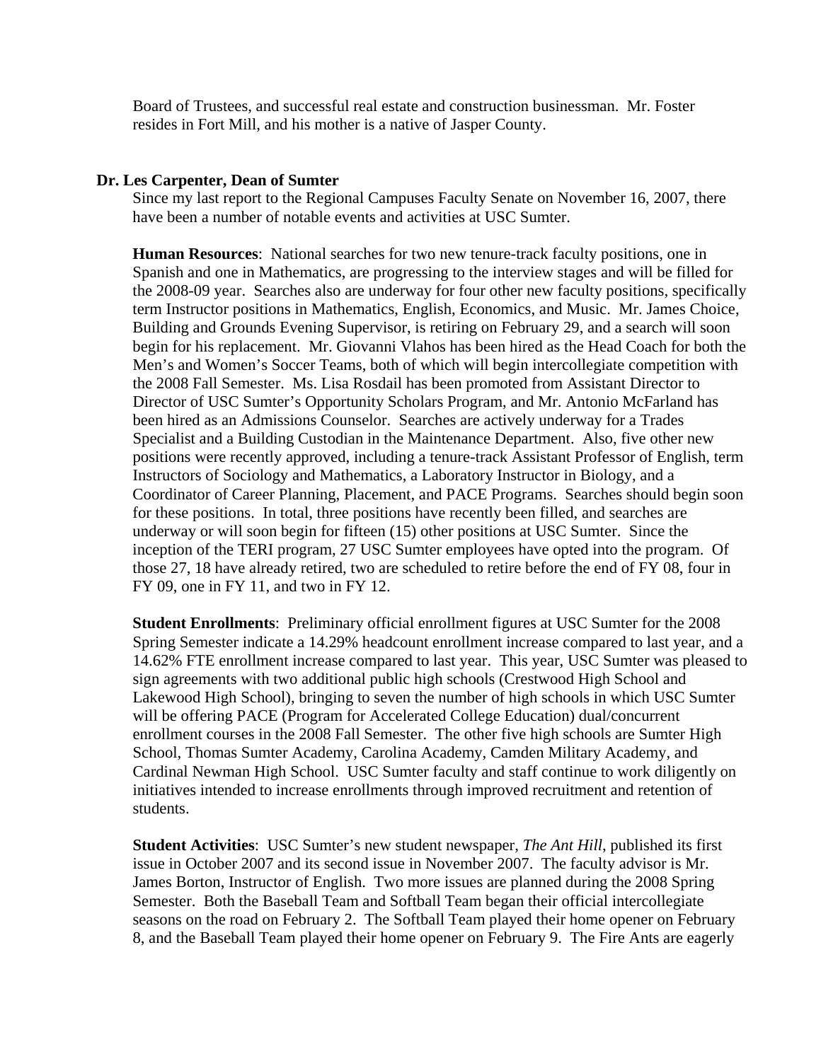Board of Trustees, and successful real estate and construction businessman. Mr. Foster resides in Fort Mill, and his mother is a native of Jasper County.

**Dr. Les Carpenter, Dean of Sumter**

Since my last report to the Regional Campuses Faculty Senate on November 16, 2007, there have been a number of notable events and activities at USC Sumter.

**Human Resources**: National searches for two new tenure-track faculty positions, one in Spanish and one in Mathematics, are progressing to the interview stages and will be filled for the 2008-09 year. Searches also are underway for four other new faculty positions, specifically term Instructor positions in Mathematics, English, Economics, and Music. Mr. James Choice, Building and Grounds Evening Supervisor, is retiring on February 29, and a search will soon begin for his replacement. Mr. Giovanni Vlahos has been hired as the Head Coach for both the Men's and Women's Soccer Teams, both of which will begin intercollegiate competition with the 2008 Fall Semester. Ms. Lisa Rosdail has been promoted from Assistant Director to Director of USC Sumter's Opportunity Scholars Program, and Mr. Antonio McFarland has been hired as an Admissions Counselor. Searches are actively underway for a Trades Specialist and a Building Custodian in the Maintenance Department. Also, five other new positions were recently approved, including a tenure-track Assistant Professor of English, term Instructors of Sociology and Mathematics, a Laboratory Instructor in Biology, and a Coordinator of Career Planning, Placement, and PACE Programs. Searches should begin soon for these positions. In total, three positions have recently been filled, and searches are underway or will soon begin for fifteen (15) other positions at USC Sumter. Since the inception of the TERI program, 27 USC Sumter employees have opted into the program. Of those 27, 18 have already retired, two are scheduled to retire before the end of FY 08, four in FY 09, one in FY 11, and two in FY 12.

**Student Enrollments**: Preliminary official enrollment figures at USC Sumter for the 2008 Spring Semester indicate a 14.29% headcount enrollment increase compared to last year, and a 14.62% FTE enrollment increase compared to last year. This year, USC Sumter was pleased to sign agreements with two additional public high schools (Crestwood High School and Lakewood High School), bringing to seven the number of high schools in which USC Sumter will be offering PACE (Program for Accelerated College Education) dual/concurrent enrollment courses in the 2008 Fall Semester. The other five high schools are Sumter High School, Thomas Sumter Academy, Carolina Academy, Camden Military Academy, and Cardinal Newman High School. USC Sumter faculty and staff continue to work diligently on initiatives intended to increase enrollments through improved recruitment and retention of students.

**Student Activities**: USC Sumter's new student newspaper, *The Ant Hill*, published its first issue in October 2007 and its second issue in November 2007. The faculty advisor is Mr. James Borton, Instructor of English. Two more issues are planned during the 2008 Spring Semester. Both the Baseball Team and Softball Team began their official intercollegiate seasons on the road on February 2. The Softball Team played their home opener on February 8, and the Baseball Team played their home opener on February 9. The Fire Ants are eagerly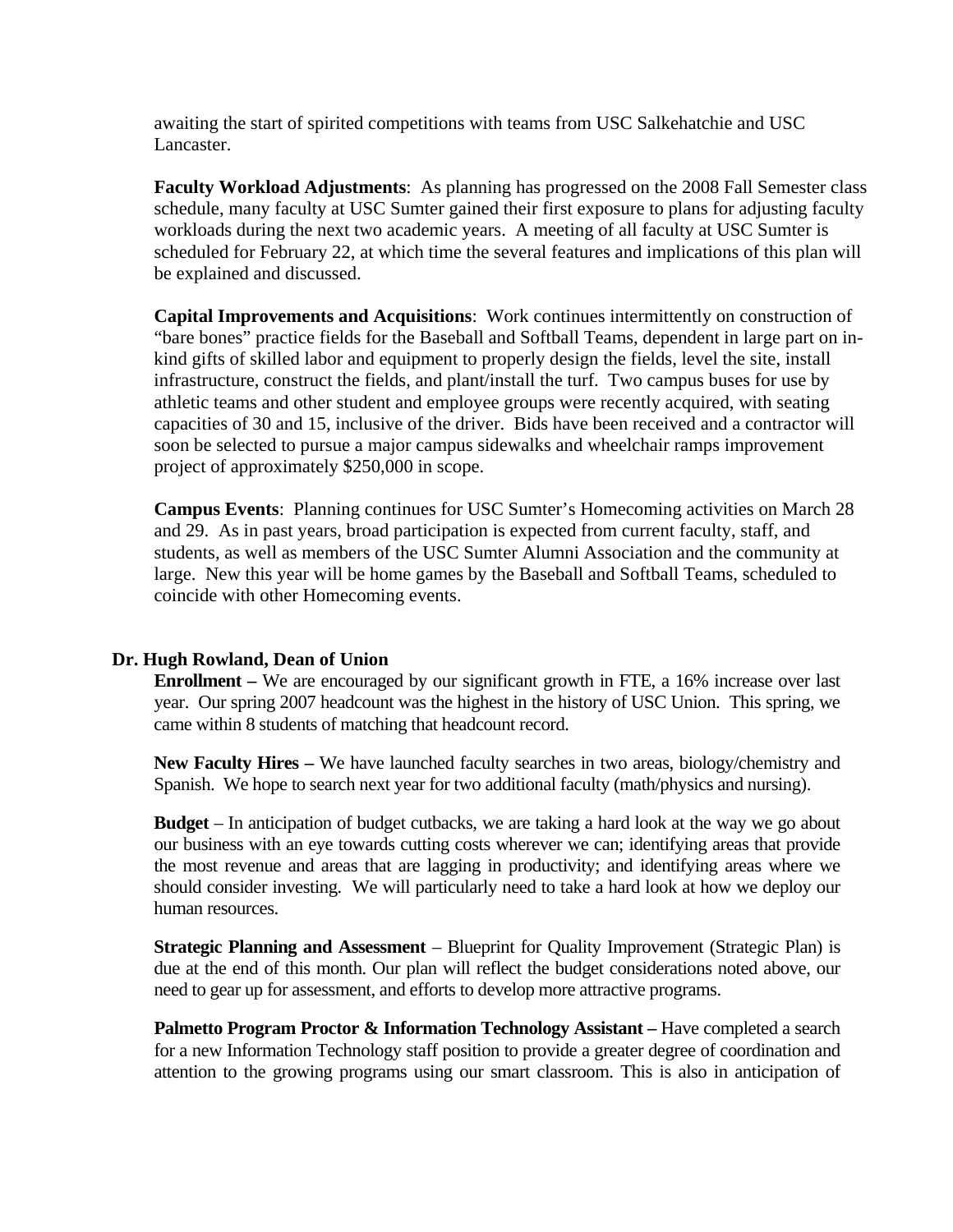awaiting the start of spirited competitions with teams from USC Salkehatchie and USC Lancaster.

**Faculty Workload Adjustments**: As planning has progressed on the 2008 Fall Semester class schedule, many faculty at USC Sumter gained their first exposure to plans for adjusting faculty workloads during the next two academic years. A meeting of all faculty at USC Sumter is scheduled for February 22, at which time the several features and implications of this plan will be explained and discussed.

**Capital Improvements and Acquisitions**: Work continues intermittently on construction of "bare bones" practice fields for the Baseball and Softball Teams, dependent in large part on in-kind gifts of skilled labor and equipment to properly design the fields, level the site, install infrastructure, construct the fields, and plant/install the turf. Two campus buses for use by athletic teams and other student and employee groups were recently acquired, with seating capacities of 30 and 15, inclusive of the driver. Bids have been received and a contractor will soon be selected to pursue a major campus sidewalks and wheelchair ramps improvement project of approximately $250,000 in scope.

**Campus Events**: Planning continues for USC Sumter's Homecoming activities on March 28 and 29. As in past years, broad participation is expected from current faculty, staff, and students, as well as members of the USC Sumter Alumni Association and the community at large. New this year will be home games by the Baseball and Softball Teams, scheduled to coincide with other Homecoming events.

**Dr. Hugh Rowland, Dean of Union**

**Enrollment –** We are encouraged by our significant growth in FTE, a 16% increase over last year. Our spring 2007 headcount was the highest in the history of USC Union. This spring, we came within 8 students of matching that headcount record.

**New Faculty Hires –** We have launched faculty searches in two areas, biology/chemistry and Spanish. We hope to search next year for two additional faculty (math/physics and nursing).

**Budget** – In anticipation of budget cutbacks, we are taking a hard look at the way we go about our business with an eye towards cutting costs wherever we can; identifying areas that provide the most revenue and areas that are lagging in productivity; and identifying areas where we should consider investing. We will particularly need to take a hard look at how we deploy our human resources.

**Strategic Planning and Assessment** – Blueprint for Quality Improvement (Strategic Plan) is due at the end of this month. Our plan will reflect the budget considerations noted above, our need to gear up for assessment, and efforts to develop more attractive programs.

**Palmetto Program Proctor & Information Technology Assistant –** Have completed a search for a new Information Technology staff position to provide a greater degree of coordination and attention to the growing programs using our smart classroom. This is also in anticipation of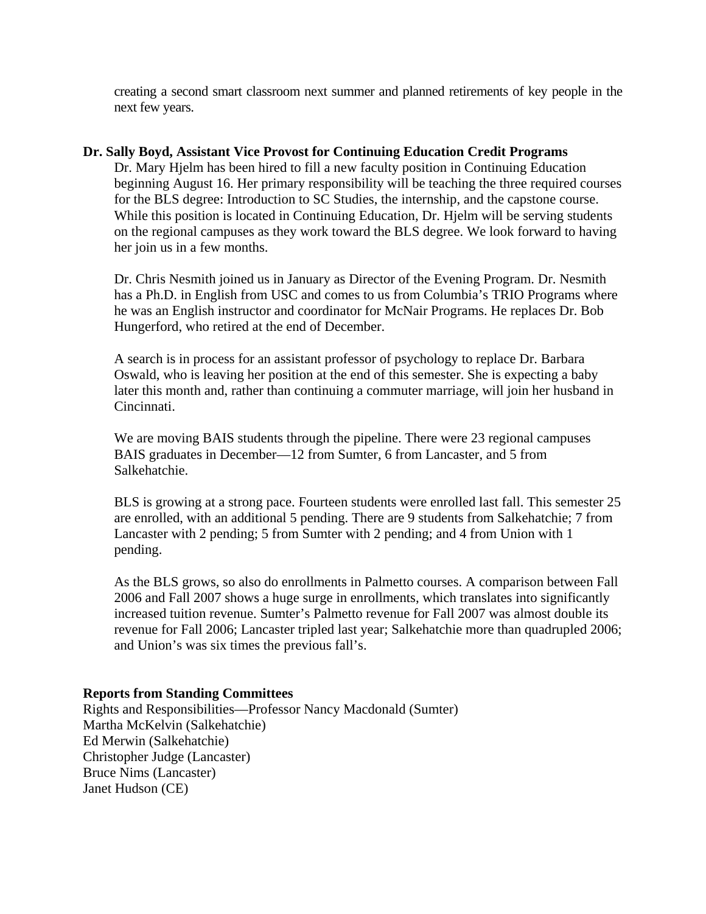creating a second smart classroom next summer and planned retirements of key people in the next few years.

**Dr. Sally Boyd, Assistant Vice Provost for Continuing Education Credit Programs**

Dr. Mary Hjelm has been hired to fill a new faculty position in Continuing Education beginning August 16. Her primary responsibility will be teaching the three required courses for the BLS degree: Introduction to SC Studies, the internship, and the capstone course. While this position is located in Continuing Education, Dr. Hjelm will be serving students on the regional campuses as they work toward the BLS degree. We look forward to having her join us in a few months.

Dr. Chris Nesmith joined us in January as Director of the Evening Program. Dr. Nesmith has a Ph.D. in English from USC and comes to us from Columbia's TRIO Programs where he was an English instructor and coordinator for McNair Programs. He replaces Dr. Bob Hungerford, who retired at the end of December.

A search is in process for an assistant professor of psychology to replace Dr. Barbara Oswald, who is leaving her position at the end of this semester. She is expecting a baby later this month and, rather than continuing a commuter marriage, will join her husband in Cincinnati.

We are moving BAIS students through the pipeline. There were 23 regional campuses BAIS graduates in December—12 from Sumter, 6 from Lancaster, and 5 from Salkehatchie.

BLS is growing at a strong pace. Fourteen students were enrolled last fall. This semester 25 are enrolled, with an additional 5 pending. There are 9 students from Salkehatchie; 7 from Lancaster with 2 pending; 5 from Sumter with 2 pending; and 4 from Union with 1 pending.

As the BLS grows, so also do enrollments in Palmetto courses. A comparison between Fall 2006 and Fall 2007 shows a huge surge in enrollments, which translates into significantly increased tuition revenue. Sumter's Palmetto revenue for Fall 2007 was almost double its revenue for Fall 2006; Lancaster tripled last year; Salkehatchie more than quadrupled 2006; and Union's was six times the previous fall's.

**Reports from Standing Committees**

Rights and Responsibilities—Professor Nancy Macdonald (Sumter)
Martha McKelvin (Salkehatchie)
Ed Merwin (Salkehatchie)
Christopher Judge (Lancaster)
Bruce Nims (Lancaster)
Janet Hudson (CE)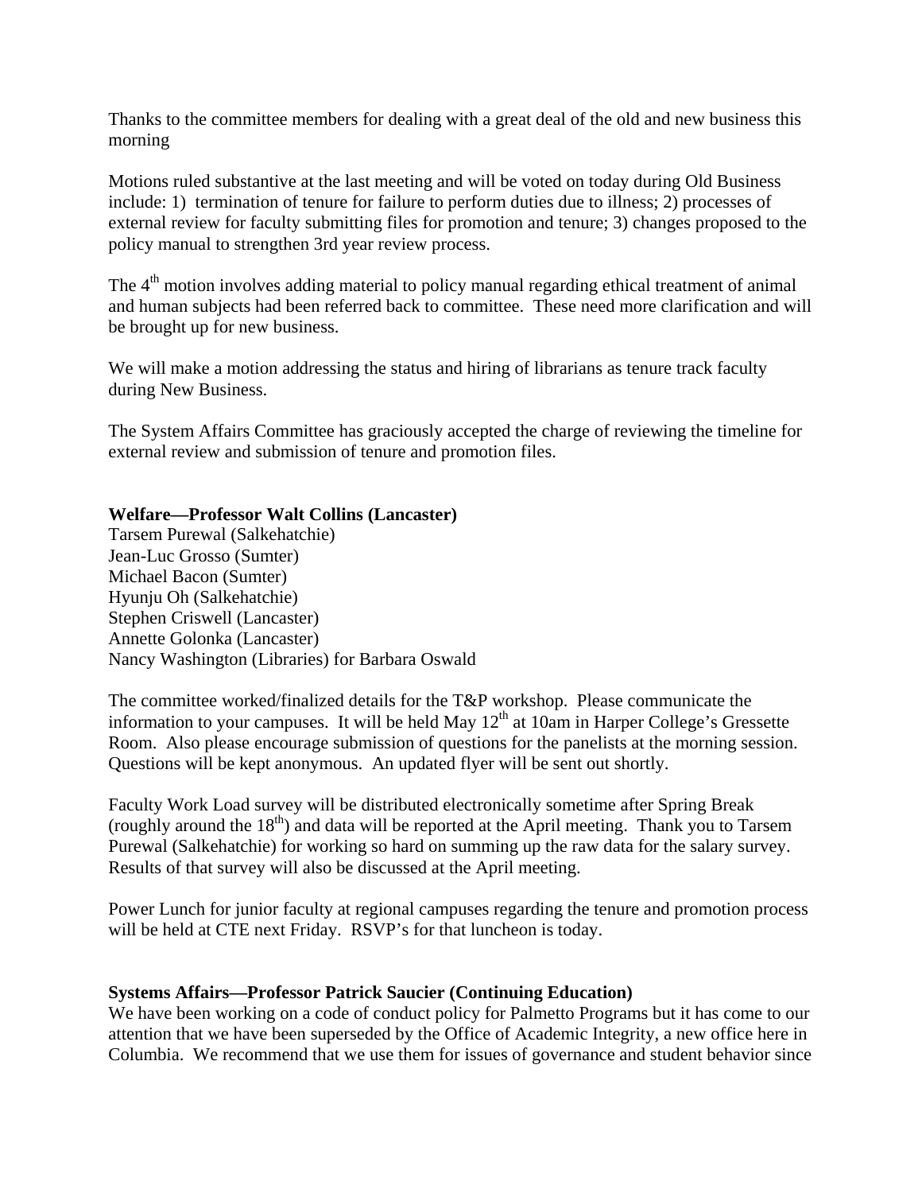Thanks to the committee members for dealing with a great deal of the old and new business this morning

Motions ruled substantive at the last meeting and will be voted on today during Old Business include: 1) termination of tenure for failure to perform duties due to illness; 2) processes of external review for faculty submitting files for promotion and tenure; 3) changes proposed to the policy manual to strengthen 3rd year review process.

The 4th motion involves adding material to policy manual regarding ethical treatment of animal and human subjects had been referred back to committee. These need more clarification and will be brought up for new business.

We will make a motion addressing the status and hiring of librarians as tenure track faculty during New Business.

The System Affairs Committee has graciously accepted the charge of reviewing the timeline for external review and submission of tenure and promotion files.

**Welfare—Professor Walt Collins (Lancaster)**
Tarsem Purewal (Salkehatchie)
Jean-Luc Grosso (Sumter)
Michael Bacon (Sumter)
Hyunju Oh (Salkehatchie)
Stephen Criswell (Lancaster)
Annette Golonka (Lancaster)
Nancy Washington (Libraries) for Barbara Oswald

The committee worked/finalized details for the T&P workshop. Please communicate the information to your campuses. It will be held May 12th at 10am in Harper College's Gressette Room. Also please encourage submission of questions for the panelists at the morning session. Questions will be kept anonymous. An updated flyer will be sent out shortly.

Faculty Work Load survey will be distributed electronically sometime after Spring Break (roughly around the 18th) and data will be reported at the April meeting. Thank you to Tarsem Purewal (Salkehatchie) for working so hard on summing up the raw data for the salary survey. Results of that survey will also be discussed at the April meeting.

Power Lunch for junior faculty at regional campuses regarding the tenure and promotion process will be held at CTE next Friday. RSVP's for that luncheon is today.

**Systems Affairs—Professor Patrick Saucier (Continuing Education)**
We have been working on a code of conduct policy for Palmetto Programs but it has come to our attention that we have been superseded by the Office of Academic Integrity, a new office here in Columbia. We recommend that we use them for issues of governance and student behavior since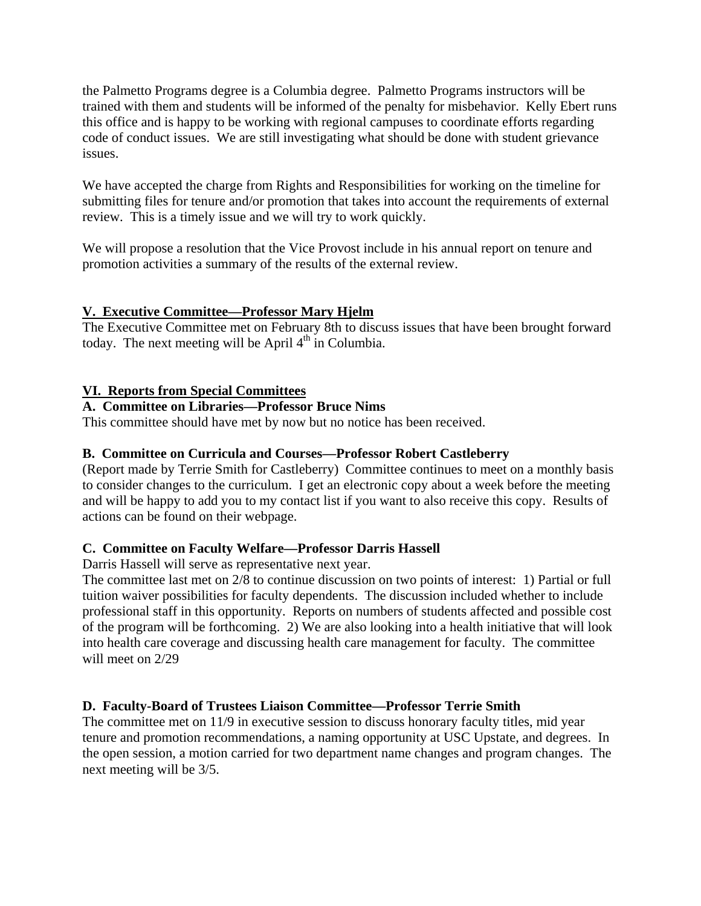the Palmetto Programs degree is a Columbia degree. Palmetto Programs instructors will be trained with them and students will be informed of the penalty for misbehavior. Kelly Ebert runs this office and is happy to be working with regional campuses to coordinate efforts regarding code of conduct issues. We are still investigating what should be done with student grievance issues.

We have accepted the charge from Rights and Responsibilities for working on the timeline for submitting files for tenure and/or promotion that takes into account the requirements of external review. This is a timely issue and we will try to work quickly.

We will propose a resolution that the Vice Provost include in his annual report on tenure and promotion activities a summary of the results of the external review.

## V. Executive Committee—Professor Mary Hjelm

The Executive Committee met on February 8th to discuss issues that have been brought forward today. The next meeting will be April 4th in Columbia.

## VI. Reports from Special Committees

### A. Committee on Libraries—Professor Bruce Nims

This committee should have met by now but no notice has been received.

### B. Committee on Curricula and Courses—Professor Robert Castleberry

(Report made by Terrie Smith for Castleberry) Committee continues to meet on a monthly basis to consider changes to the curriculum. I get an electronic copy about a week before the meeting and will be happy to add you to my contact list if you want to also receive this copy. Results of actions can be found on their webpage.

### C. Committee on Faculty Welfare—Professor Darris Hassell

Darris Hassell will serve as representative next year.

The committee last met on 2/8 to continue discussion on two points of interest: 1) Partial or full tuition waiver possibilities for faculty dependents. The discussion included whether to include professional staff in this opportunity. Reports on numbers of students affected and possible cost of the program will be forthcoming. 2) We are also looking into a health initiative that will look into health care coverage and discussing health care management for faculty. The committee will meet on 2/29

### D. Faculty-Board of Trustees Liaison Committee—Professor Terrie Smith

The committee met on 11/9 in executive session to discuss honorary faculty titles, mid year tenure and promotion recommendations, a naming opportunity at USC Upstate, and degrees. In the open session, a motion carried for two department name changes and program changes. The next meeting will be 3/5.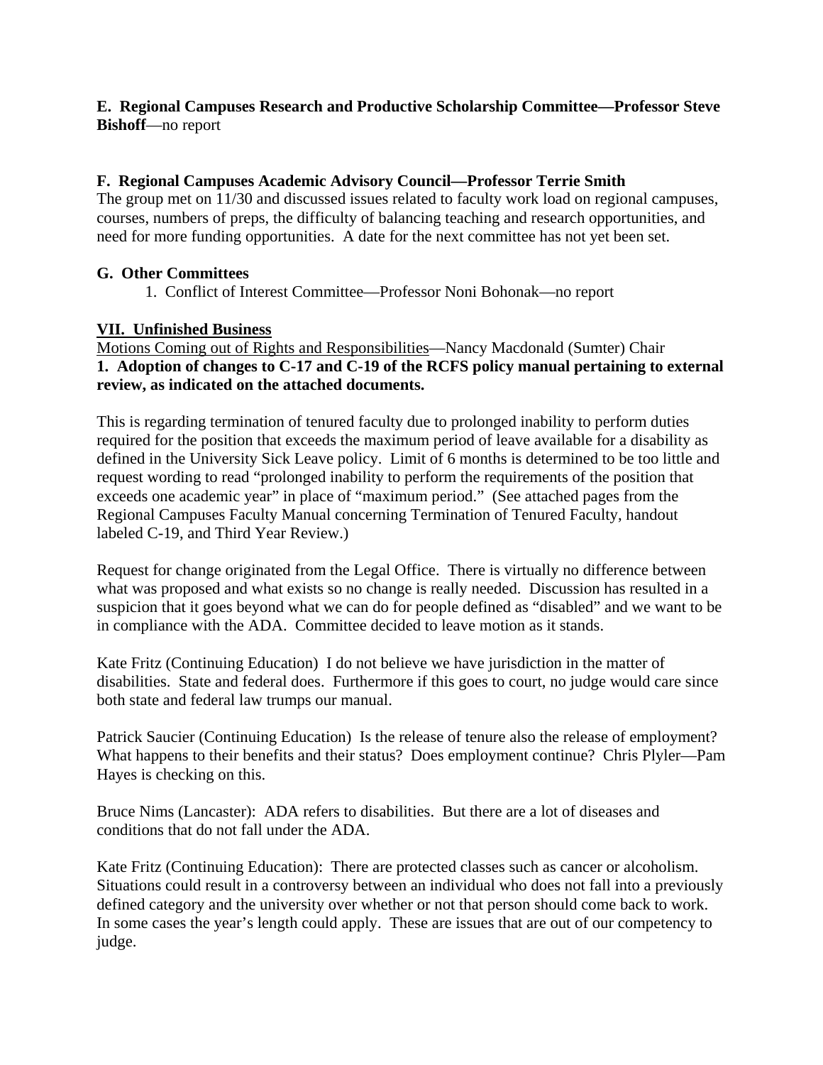**E. Regional Campuses Research and Productive Scholarship Committee—Professor Steve Bishoff**—no report

**F. Regional Campuses Academic Advisory Council—Professor Terrie Smith**
The group met on 11/30 and discussed issues related to faculty work load on regional campuses, courses, numbers of preps, the difficulty of balancing teaching and research opportunities, and need for more funding opportunities. A date for the next committee has not yet been set.

**G. Other Committees**

1. Conflict of Interest Committee—Professor Noni Bohonak—no report

**VII. Unfinished Business**

Motions Coming out of Rights and Responsibilities—Nancy Macdonald (Sumter) Chair
**1. Adoption of changes to C-17 and C-19 of the RCFS policy manual pertaining to external review, as indicated on the attached documents.**

This is regarding termination of tenured faculty due to prolonged inability to perform duties required for the position that exceeds the maximum period of leave available for a disability as defined in the University Sick Leave policy. Limit of 6 months is determined to be too little and request wording to read "prolonged inability to perform the requirements of the position that exceeds one academic year" in place of "maximum period." (See attached pages from the Regional Campuses Faculty Manual concerning Termination of Tenured Faculty, handout labeled C-19, and Third Year Review.)

Request for change originated from the Legal Office. There is virtually no difference between what was proposed and what exists so no change is really needed. Discussion has resulted in a suspicion that it goes beyond what we can do for people defined as "disabled" and we want to be in compliance with the ADA. Committee decided to leave motion as it stands.

Kate Fritz (Continuing Education) I do not believe we have jurisdiction in the matter of disabilities. State and federal does. Furthermore if this goes to court, no judge would care since both state and federal law trumps our manual.

Patrick Saucier (Continuing Education) Is the release of tenure also the release of employment? What happens to their benefits and their status? Does employment continue? Chris Plyler—Pam Hayes is checking on this.

Bruce Nims (Lancaster): ADA refers to disabilities. But there are a lot of diseases and conditions that do not fall under the ADA.

Kate Fritz (Continuing Education): There are protected classes such as cancer or alcoholism. Situations could result in a controversy between an individual who does not fall into a previously defined category and the university over whether or not that person should come back to work. In some cases the year's length could apply. These are issues that are out of our competency to judge.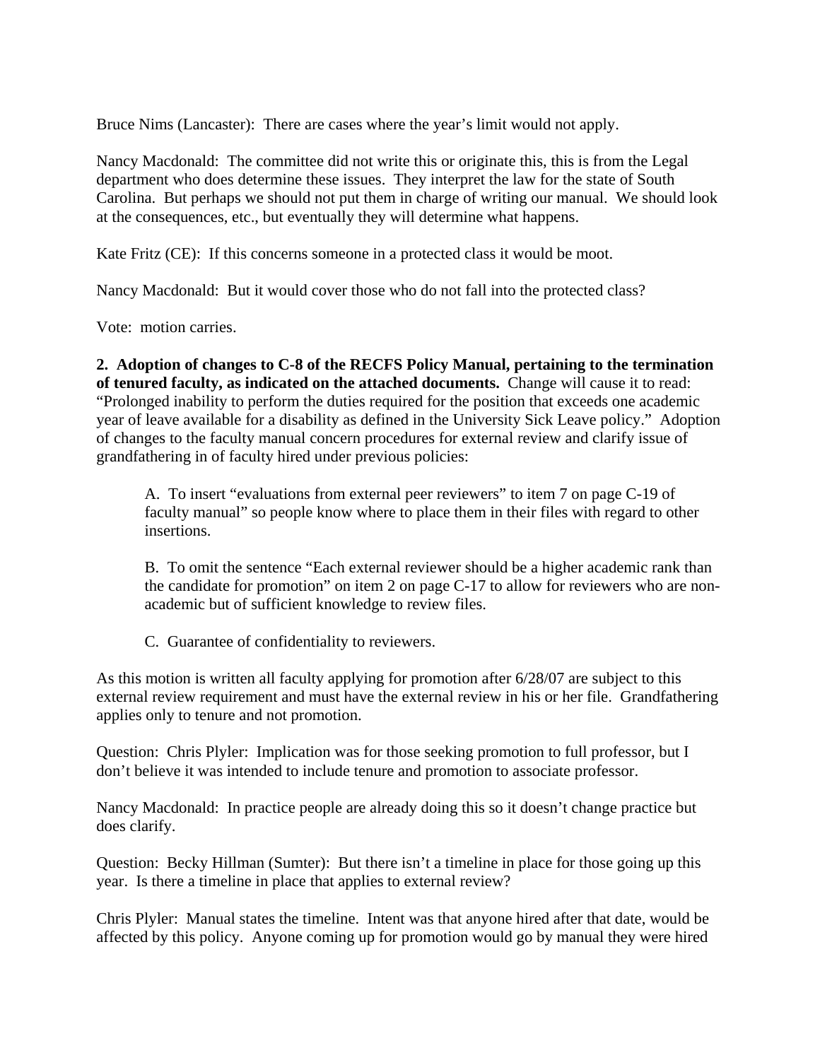Bruce Nims (Lancaster): There are cases where the year's limit would not apply.

Nancy Macdonald: The committee did not write this or originate this, this is from the Legal department who does determine these issues. They interpret the law for the state of South Carolina. But perhaps we should not put them in charge of writing our manual. We should look at the consequences, etc., but eventually they will determine what happens.

Kate Fritz (CE): If this concerns someone in a protected class it would be moot.

Nancy Macdonald: But it would cover those who do not fall into the protected class?

Vote: motion carries.

**2. Adoption of changes to C-8 of the RECFS Policy Manual, pertaining to the termination of tenured faculty, as indicated on the attached documents.** Change will cause it to read: "Prolonged inability to perform the duties required for the position that exceeds one academic year of leave available for a disability as defined in the University Sick Leave policy." Adoption of changes to the faculty manual concern procedures for external review and clarify issue of grandfathering in of faculty hired under previous policies:

> A. To insert "evaluations from external peer reviewers" to item 7 on page C-19 of faculty manual" so people know where to place them in their files with regard to other insertions.
>
> B. To omit the sentence "Each external reviewer should be a higher academic rank than the candidate for promotion" on item 2 on page C-17 to allow for reviewers who are non-academic but of sufficient knowledge to review files.
>
> C. Guarantee of confidentiality to reviewers.

As this motion is written all faculty applying for promotion after 6/28/07 are subject to this external review requirement and must have the external review in his or her file. Grandfathering applies only to tenure and not promotion.

Question: Chris Plyler: Implication was for those seeking promotion to full professor, but I don't believe it was intended to include tenure and promotion to associate professor.

Nancy Macdonald: In practice people are already doing this so it doesn't change practice but does clarify.

Question: Becky Hillman (Sumter): But there isn't a timeline in place for those going up this year. Is there a timeline in place that applies to external review?

Chris Plyler: Manual states the timeline. Intent was that anyone hired after that date, would be affected by this policy. Anyone coming up for promotion would go by manual they were hired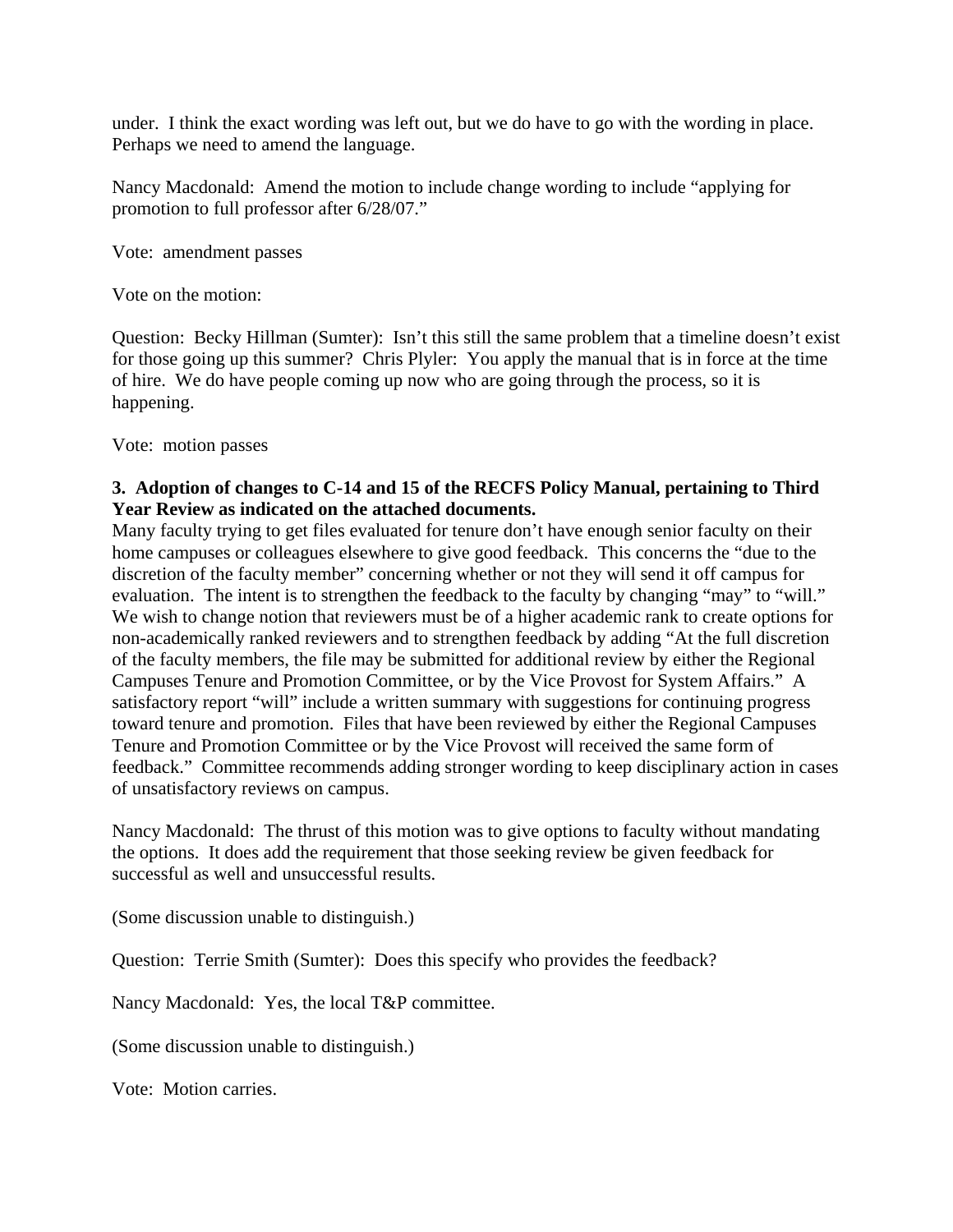under. I think the exact wording was left out, but we do have to go with the wording in place. Perhaps we need to amend the language.

Nancy Macdonald: Amend the motion to include change wording to include "applying for promotion to full professor after 6/28/07."

Vote: amendment passes

Vote on the motion:

Question: Becky Hillman (Sumter): Isn't this still the same problem that a timeline doesn't exist for those going up this summer? Chris Plyler: You apply the manual that is in force at the time of hire. We do have people coming up now who are going through the process, so it is happening.

Vote: motion passes

**3. Adoption of changes to C-14 and 15 of the RECFS Policy Manual, pertaining to Third Year Review as indicated on the attached documents.**

Many faculty trying to get files evaluated for tenure don't have enough senior faculty on their home campuses or colleagues elsewhere to give good feedback. This concerns the "due to the discretion of the faculty member" concerning whether or not they will send it off campus for evaluation. The intent is to strengthen the feedback to the faculty by changing "may" to "will." We wish to change notion that reviewers must be of a higher academic rank to create options for non-academically ranked reviewers and to strengthen feedback by adding "At the full discretion of the faculty members, the file may be submitted for additional review by either the Regional Campuses Tenure and Promotion Committee, or by the Vice Provost for System Affairs." A satisfactory report "will" include a written summary with suggestions for continuing progress toward tenure and promotion. Files that have been reviewed by either the Regional Campuses Tenure and Promotion Committee or by the Vice Provost will received the same form of feedback." Committee recommends adding stronger wording to keep disciplinary action in cases of unsatisfactory reviews on campus.

Nancy Macdonald: The thrust of this motion was to give options to faculty without mandating the options. It does add the requirement that those seeking review be given feedback for successful as well and unsuccessful results.

(Some discussion unable to distinguish.)

Question: Terrie Smith (Sumter): Does this specify who provides the feedback?

Nancy Macdonald: Yes, the local T&P committee.

(Some discussion unable to distinguish.)

Vote: Motion carries.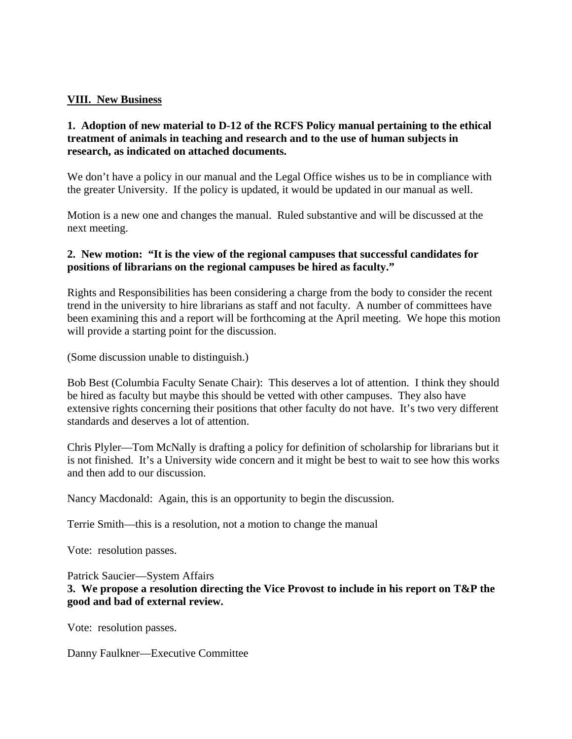## VIII. New Business

**1. Adoption of new material to D-12 of the RCFS Policy manual pertaining to the ethical treatment of animals in teaching and research and to the use of human subjects in research, as indicated on attached documents.**

We don't have a policy in our manual and the Legal Office wishes us to be in compliance with the greater University. If the policy is updated, it would be updated in our manual as well.

Motion is a new one and changes the manual. Ruled substantive and will be discussed at the next meeting.

**2. New motion: "It is the view of the regional campuses that successful candidates for positions of librarians on the regional campuses be hired as faculty."**

Rights and Responsibilities has been considering a charge from the body to consider the recent trend in the university to hire librarians as staff and not faculty. A number of committees have been examining this and a report will be forthcoming at the April meeting. We hope this motion will provide a starting point for the discussion.

(Some discussion unable to distinguish.)

Bob Best (Columbia Faculty Senate Chair): This deserves a lot of attention. I think they should be hired as faculty but maybe this should be vetted with other campuses. They also have extensive rights concerning their positions that other faculty do not have. It's two very different standards and deserves a lot of attention.

Chris Plyler—Tom McNally is drafting a policy for definition of scholarship for librarians but it is not finished. It's a University wide concern and it might be best to wait to see how this works and then add to our discussion.

Nancy Macdonald: Again, this is an opportunity to begin the discussion.

Terrie Smith—this is a resolution, not a motion to change the manual

Vote: resolution passes.

Patrick Saucier—System Affairs

**3. We propose a resolution directing the Vice Provost to include in his report on T&P the good and bad of external review.**

Vote: resolution passes.

Danny Faulkner—Executive Committee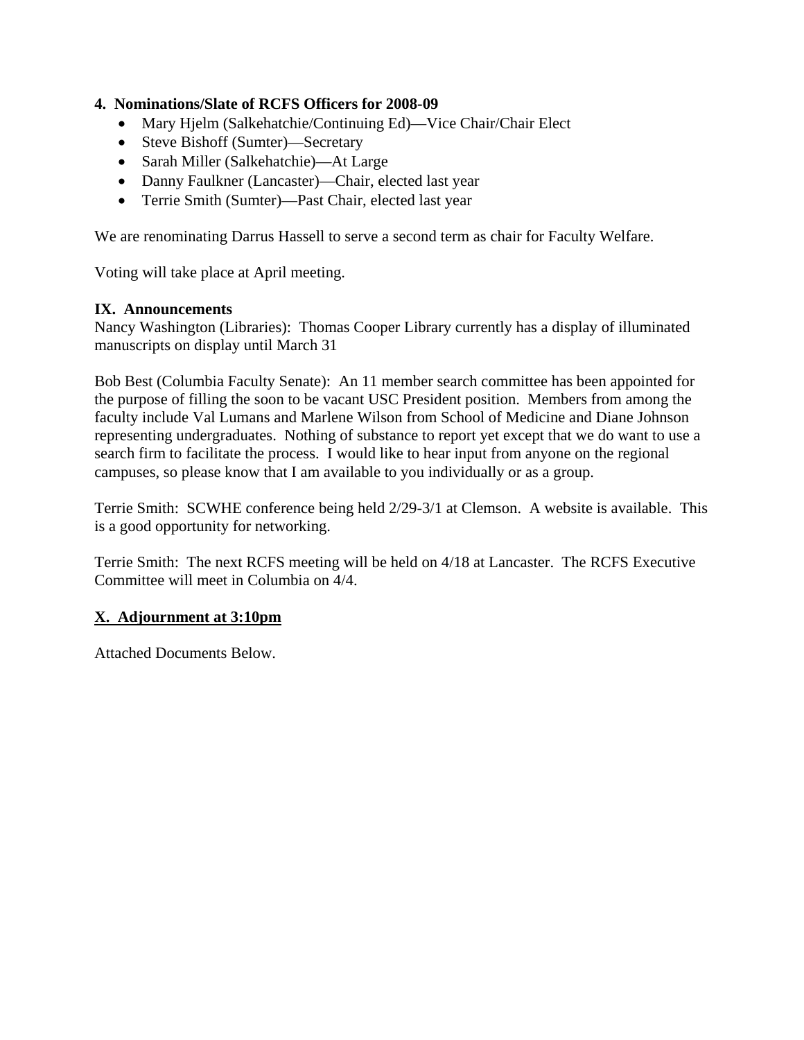**4. Nominations/Slate of RCFS Officers for 2008-09**

- Mary Hjelm (Salkehatchie/Continuing Ed)—Vice Chair/Chair Elect
- Steve Bishoff (Sumter)—Secretary
- Sarah Miller (Salkehatchie)—At Large
- Danny Faulkner (Lancaster)—Chair, elected last year
- Terrie Smith (Sumter)—Past Chair, elected last year

We are renominating Darrus Hassell to serve a second term as chair for Faculty Welfare.

Voting will take place at April meeting.

**IX. Announcements**

Nancy Washington (Libraries): Thomas Cooper Library currently has a display of illuminated manuscripts on display until March 31

Bob Best (Columbia Faculty Senate): An 11 member search committee has been appointed for the purpose of filling the soon to be vacant USC President position. Members from among the faculty include Val Lumans and Marlene Wilson from School of Medicine and Diane Johnson representing undergraduates. Nothing of substance to report yet except that we do want to use a search firm to facilitate the process. I would like to hear input from anyone on the regional campuses, so please know that I am available to you individually or as a group.

Terrie Smith: SCWHE conference being held 2/29-3/1 at Clemson. A website is available. This is a good opportunity for networking.

Terrie Smith: The next RCFS meeting will be held on 4/18 at Lancaster. The RCFS Executive Committee will meet in Columbia on 4/4.

**X. Adjournment at 3:10pm**

Attached Documents Below.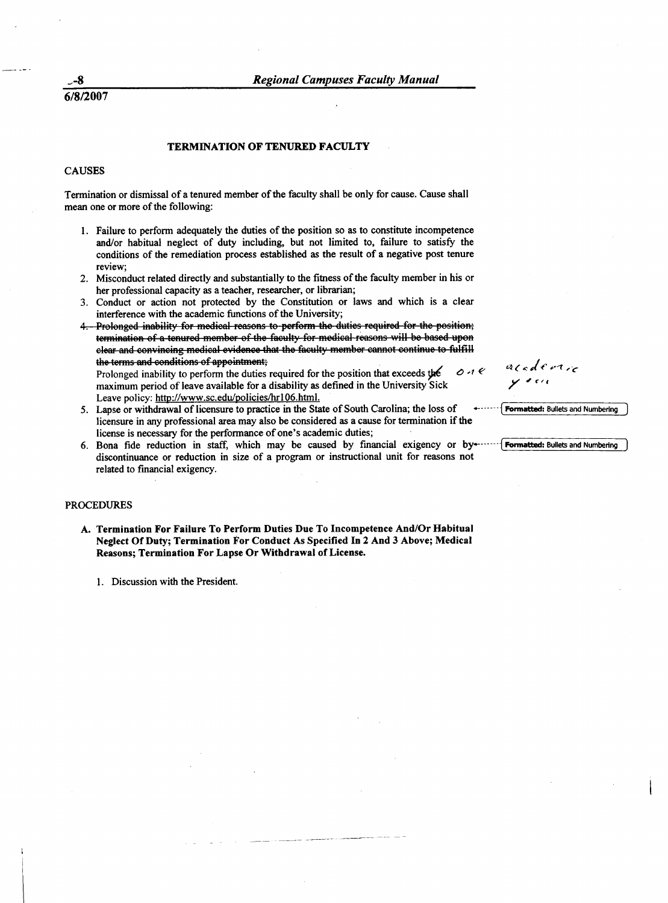## TERMINATION OF TENURED FACULTY

### CAUSES

Termination or dismissal of a tenured member of the faculty shall be only for cause. Cause shall mean one or more of the following:

1. Failure to perform adequately the duties of the position so as to constitute incompetence and/or habitual neglect of duty including, but not limited to, failure to satisfy the conditions of the remediation process established as the result of a negative post tenure review;
2. Misconduct related directly and substantially to the fitness of the faculty member in his or her professional capacity as a teacher, researcher, or librarian;
3. Conduct or action not protected by the Constitution or laws and which is a clear interference with the academic functions of the University;
4. ~~Prolonged inability for medical reasons to perform the duties required for the position; termination of a tenured member of the faculty for medical reasons will be based upon clear and convincing medical evidence that the faculty member cannot continue to fulfill the terms and conditions of appointment;~~
   Prolonged inability to perform the duties required for the position that exceeds ~~the~~ one academic year maximum period of leave available for a disability as defined in the University Sick Leave policy: http://www.sc.edu/policies/hr106.html.
5. Lapse or withdrawal of licensure to practice in the State of South Carolina; the loss of licensure in any professional area may also be considered as a cause for termination if the license is necessary for the performance of one's academic duties;
6. Bona fide reduction in staff, which may be caused by financial exigency or by discontinuance or reduction in size of a program or instructional unit for reasons not related to financial exigency.

### PROCEDURES

**A. Termination For Failure To Perform Duties Due To Incompetence And/Or Habitual Neglect Of Duty; Termination For Conduct As Specified In 2 And 3 Above; Medical Reasons; Termination For Lapse Or Withdrawal of License.**

1. Discussion with the President.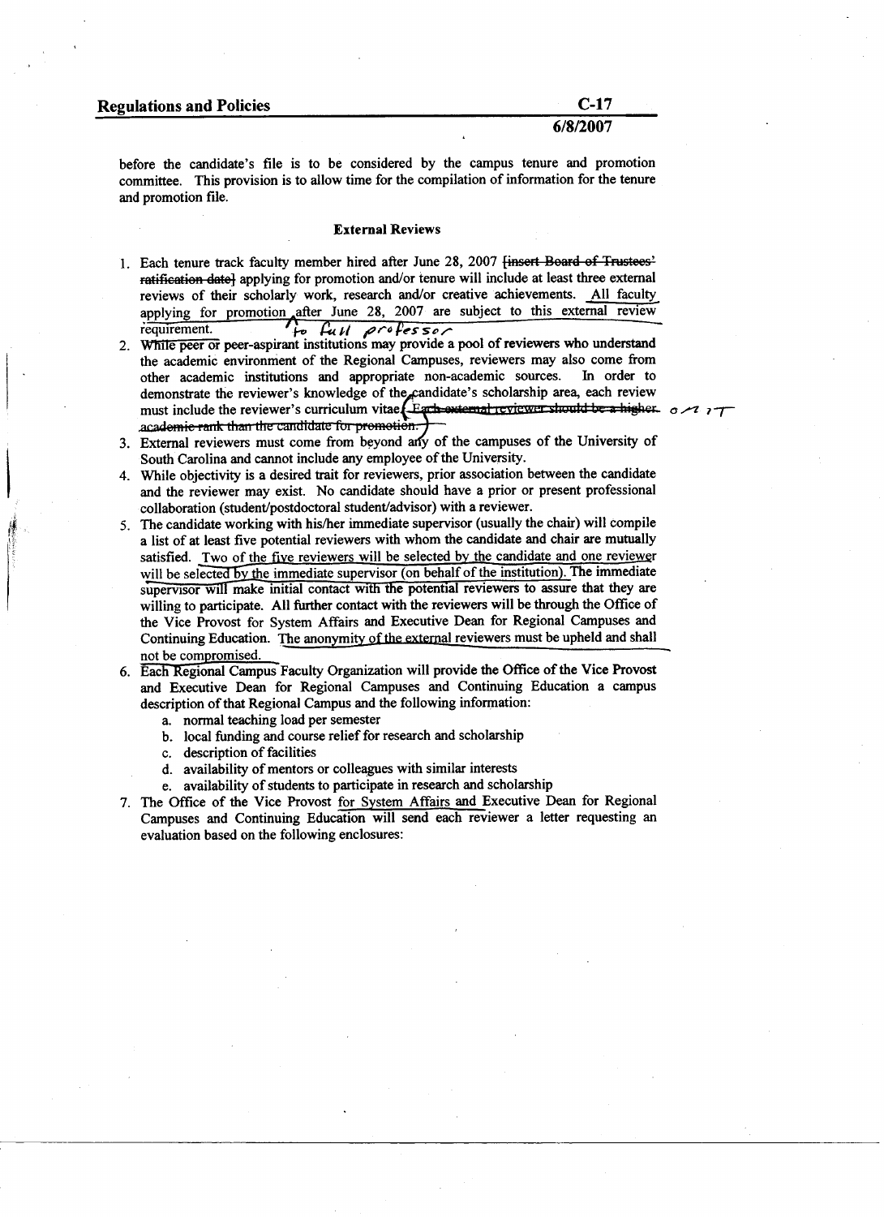before the candidate's file is to be considered by the campus tenure and promotion committee. This provision is to allow time for the compilation of information for the tenure and promotion file.

### External Reviews

1. Each tenure track faculty member hired after June 28, 2007 ~~[insert Board of Trustees' ratification date]~~ applying for promotion and/or tenure will include at least three external reviews of their scholarly work, research and/or creative achievements. All faculty applying for promotion to full professor after June 28, 2007 are subject to this external review requirement.
2. While peer or peer-aspirant institutions may provide a pool of reviewers who understand the academic environment of the Regional Campuses, reviewers may also come from other academic institutions and appropriate non-academic sources. In order to demonstrate the reviewer's knowledge of the candidate's scholarship area, each review must include the reviewer's curriculum vitae. ~~Each external reviewer should be a higher academic rank than the candidate for promotion.~~ omit
3. External reviewers must come from beyond any of the campuses of the University of South Carolina and cannot include any employee of the University.
4. While objectivity is a desired trait for reviewers, prior association between the candidate and the reviewer may exist. No candidate should have a prior or present professional collaboration (student/postdoctoral student/advisor) with a reviewer.
5. The candidate working with his/her immediate supervisor (usually the chair) will compile a list of at least five potential reviewers with whom the candidate and chair are mutually satisfied. Two of the five reviewers will be selected by the candidate and one reviewer will be selected by the immediate supervisor (on behalf of the institution). The immediate supervisor will make initial contact with the potential reviewers to assure that they are willing to participate. All further contact with the reviewers will be through the Office of the Vice Provost for System Affairs and Executive Dean for Regional Campuses and Continuing Education. The anonymity of the external reviewers must be upheld and shall not be compromised.
6. Each Regional Campus Faculty Organization will provide the Office of the Vice Provost and Executive Dean for Regional Campuses and Continuing Education a campus description of that Regional Campus and the following information:
   a. normal teaching load per semester
   b. local funding and course relief for research and scholarship
   c. description of facilities
   d. availability of mentors or colleagues with similar interests
   e. availability of students to participate in research and scholarship
7. The Office of the Vice Provost for System Affairs and Executive Dean for Regional Campuses and Continuing Education will send each reviewer a letter requesting an evaluation based on the following enclosures: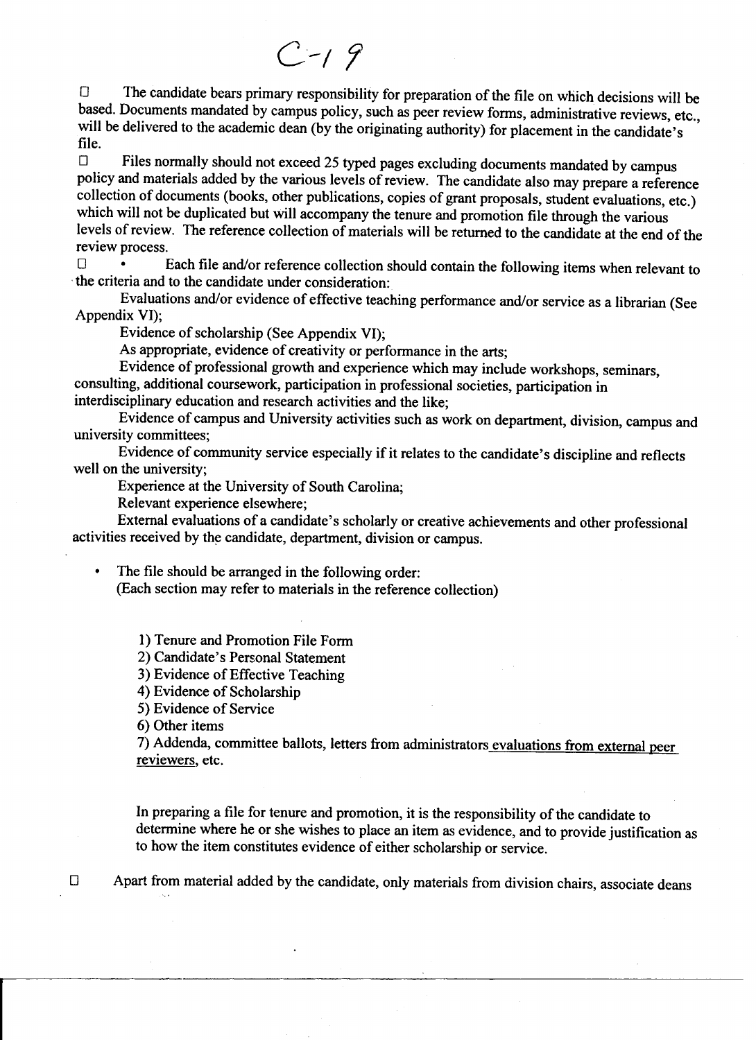C-19

☐ The candidate bears primary responsibility for preparation of the file on which decisions will be based. Documents mandated by campus policy, such as peer review forms, administrative reviews, etc., will be delivered to the academic dean (by the originating authority) for placement in the candidate's file.

☐ Files normally should not exceed 25 typed pages excluding documents mandated by campus policy and materials added by the various levels of review. The candidate also may prepare a reference collection of documents (books, other publications, copies of grant proposals, student evaluations, etc.) which will not be duplicated but will accompany the tenure and promotion file through the various levels of review. The reference collection of materials will be returned to the candidate at the end of the review process.

☐ • Each file and/or reference collection should contain the following items when relevant to the criteria and to the candidate under consideration:

Evaluations and/or evidence of effective teaching performance and/or service as a librarian (See Appendix VI);

Evidence of scholarship (See Appendix VI);

As appropriate, evidence of creativity or performance in the arts;

Evidence of professional growth and experience which may include workshops, seminars, consulting, additional coursework, participation in professional societies, participation in interdisciplinary education and research activities and the like;

Evidence of campus and University activities such as work on department, division, campus and university committees;

Evidence of community service especially if it relates to the candidate's discipline and reflects well on the university;

Experience at the University of South Carolina;

Relevant experience elsewhere;

External evaluations of a candidate's scholarly or creative achievements and other professional activities received by the candidate, department, division or campus.

- The file should be arranged in the following order:
  (Each section may refer to materials in the reference collection)

  1) Tenure and Promotion File Form
  2) Candidate's Personal Statement
  3) Evidence of Effective Teaching
  4) Evidence of Scholarship
  5) Evidence of Service
  6) Other items
  7) Addenda, committee ballots, letters from administrators evaluations from external peer reviewers, etc.

  In preparing a file for tenure and promotion, it is the responsibility of the candidate to determine where he or she wishes to place an item as evidence, and to provide justification as to how the item constitutes evidence of either scholarship or service.

☐ Apart from material added by the candidate, only materials from division chairs, associate deans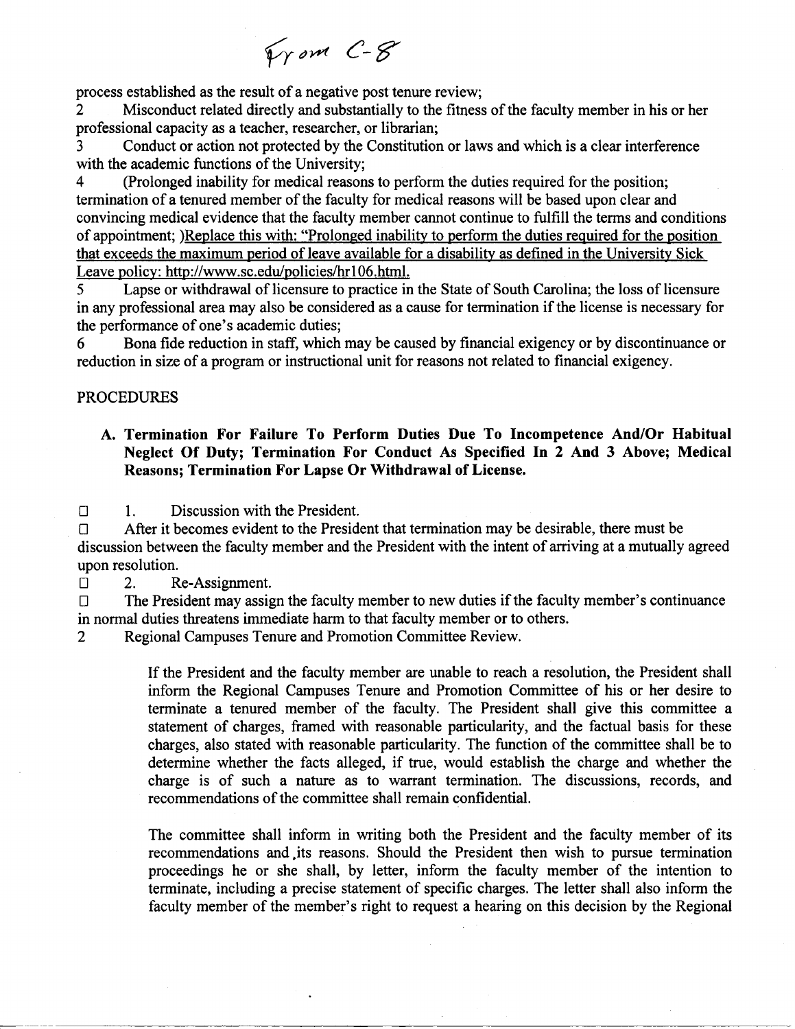From C-8

process established as the result of a negative post tenure review;

2 Misconduct related directly and substantially to the fitness of the faculty member in his or her professional capacity as a teacher, researcher, or librarian;

3 Conduct or action not protected by the Constitution or laws and which is a clear interference with the academic functions of the University;

4 (Prolonged inability for medical reasons to perform the duties required for the position; termination of a tenured member of the faculty for medical reasons will be based upon clear and convincing medical evidence that the faculty member cannot continue to fulfill the terms and conditions of appointment; )<u>Replace this with: "Prolonged inability to perform the duties required for the position that exceeds the maximum period of leave available for a disability as defined in the University Sick Leave policy: http://www.sc.edu/policies/hr106.html.</u>

5 Lapse or withdrawal of licensure to practice in the State of South Carolina; the loss of licensure in any professional area may also be considered as a cause for termination if the license is necessary for the performance of one's academic duties;

6 Bona fide reduction in staff, which may be caused by financial exigency or by discontinuance or reduction in size of a program or instructional unit for reasons not related to financial exigency.

PROCEDURES

**A. Termination For Failure To Perform Duties Due To Incompetence And/Or Habitual Neglect Of Duty; Termination For Conduct As Specified In 2 And 3 Above; Medical Reasons; Termination For Lapse Or Withdrawal of License.**

□ 1. Discussion with the President.

□ After it becomes evident to the President that termination may be desirable, there must be discussion between the faculty member and the President with the intent of arriving at a mutually agreed upon resolution.

□ 2. Re-Assignment.

□ The President may assign the faculty member to new duties if the faculty member's continuance in normal duties threatens immediate harm to that faculty member or to others.

2 Regional Campuses Tenure and Promotion Committee Review.

If the President and the faculty member are unable to reach a resolution, the President shall inform the Regional Campuses Tenure and Promotion Committee of his or her desire to terminate a tenured member of the faculty. The President shall give this committee a statement of charges, framed with reasonable particularity, and the factual basis for these charges, also stated with reasonable particularity. The function of the committee shall be to determine whether the facts alleged, if true, would establish the charge and whether the charge is of such a nature as to warrant termination. The discussions, records, and recommendations of the committee shall remain confidential.

The committee shall inform in writing both the President and the faculty member of its recommendations and its reasons. Should the President then wish to pursue termination proceedings he or she shall, by letter, inform the faculty member of the intention to terminate, including a precise statement of specific charges. The letter shall also inform the faculty member of the member's right to request a hearing on this decision by the Regional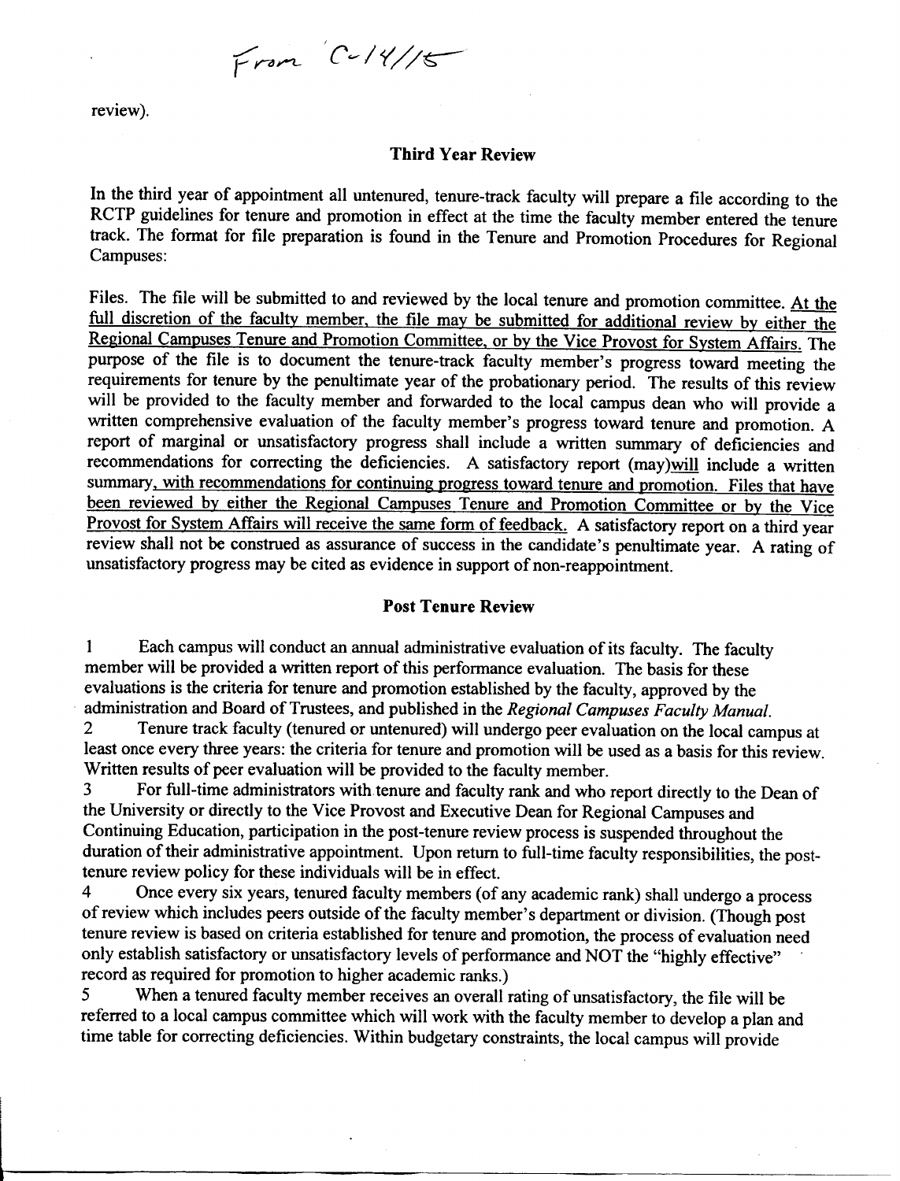From C-14/15

review).

**Third Year Review**

In the third year of appointment all untenured, tenure-track faculty will prepare a file according to the RCTP guidelines for tenure and promotion in effect at the time the faculty member entered the tenure track. The format for file preparation is found in the Tenure and Promotion Procedures for Regional Campuses:

Files. The file will be submitted to and reviewed by the local tenure and promotion committee. <u>At the full discretion of the faculty member, the file may be submitted for additional review by either the Regional Campuses Tenure and Promotion Committee, or by the Vice Provost for System Affairs.</u> The purpose of the file is to document the tenure-track faculty member's progress toward meeting the requirements for tenure by the penultimate year of the probationary period. The results of this review will be provided to the faculty member and forwarded to the local campus dean who will provide a written comprehensive evaluation of the faculty member's progress toward tenure and promotion. A report of marginal or unsatisfactory progress shall include a written summary of deficiencies and recommendations for correcting the deficiencies. A satisfactory report (may)<u>will</u> include a written summary<u>, with recommendations for continuing progress toward tenure and promotion. Files that have been reviewed by either the Regional Campuses Tenure and Promotion Committee or by the Vice Provost for System Affairs will receive the same form of feedback.</u> A satisfactory report on a third year review shall not be construed as assurance of success in the candidate's penultimate year. A rating of unsatisfactory progress may be cited as evidence in support of non-reappointment.

**Post Tenure Review**

1 Each campus will conduct an annual administrative evaluation of its faculty. The faculty member will be provided a written report of this performance evaluation. The basis for these evaluations is the criteria for tenure and promotion established by the faculty, approved by the administration and Board of Trustees, and published in the *Regional Campuses Faculty Manual*.

2 Tenure track faculty (tenured or untenured) will undergo peer evaluation on the local campus at least once every three years: the criteria for tenure and promotion will be used as a basis for this review. Written results of peer evaluation will be provided to the faculty member.

3 For full-time administrators with tenure and faculty rank and who report directly to the Dean of the University or directly to the Vice Provost and Executive Dean for Regional Campuses and Continuing Education, participation in the post-tenure review process is suspended throughout the duration of their administrative appointment. Upon return to full-time faculty responsibilities, the post-tenure review policy for these individuals will be in effect.

4 Once every six years, tenured faculty members (of any academic rank) shall undergo a process of review which includes peers outside of the faculty member's department or division. (Though post tenure review is based on criteria established for tenure and promotion, the process of evaluation need only establish satisfactory or unsatisfactory levels of performance and NOT the "highly effective" record as required for promotion to higher academic ranks.)

5 When a tenured faculty member receives an overall rating of unsatisfactory, the file will be referred to a local campus committee which will work with the faculty member to develop a plan and time table for correcting deficiencies. Within budgetary constraints, the local campus will provide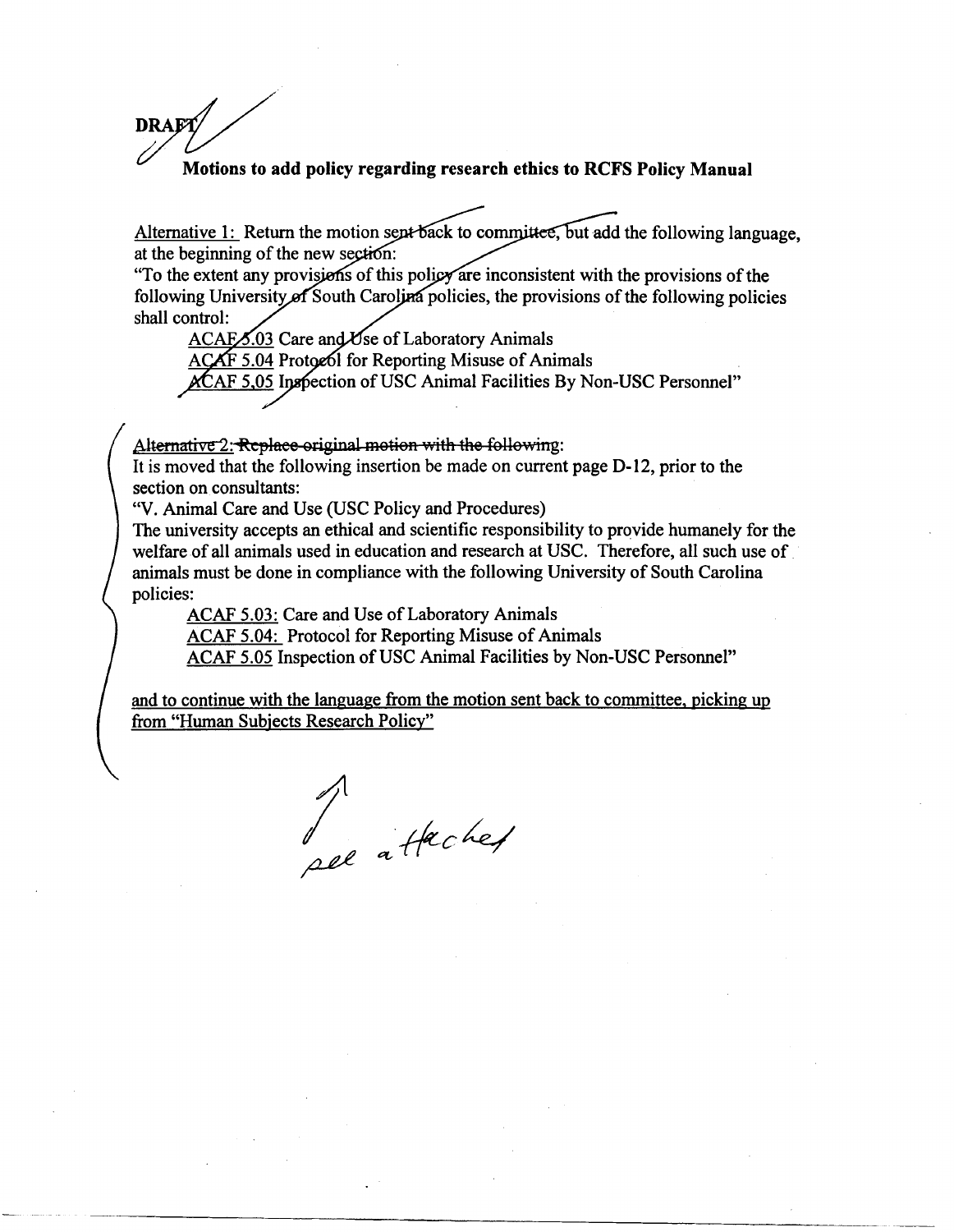DRAFT

**Motions to add policy regarding research ethics to RCFS Policy Manual**

Alternative 1: Return the motion sent back to committee, but add the following language, at the beginning of the new section:
"To the extent any provisions of this policy are inconsistent with the provisions of the following University of South Carolina policies, the provisions of the following policies shall control:

ACAF 5.03 Care and Use of Laboratory Animals
ACAF 5.04 Protocol for Reporting Misuse of Animals
ACAF 5.05 Inspection of USC Animal Facilities By Non-USC Personnel"

Alternative 2: ~~Replace original motion with the following~~:
It is moved that the following insertion be made on current page D-12, prior to the section on consultants:
"V. Animal Care and Use (USC Policy and Procedures)
The university accepts an ethical and scientific responsibility to provide humanely for the welfare of all animals used in education and research at USC. Therefore, all such use of animals must be done in compliance with the following University of South Carolina policies:

ACAF 5.03: Care and Use of Laboratory Animals
ACAF 5.04: Protocol for Reporting Misuse of Animals
ACAF 5.05 Inspection of USC Animal Facilities by Non-USC Personnel"

and to continue with the language from the motion sent back to committee, picking up from "Human Subjects Research Policy"

see attached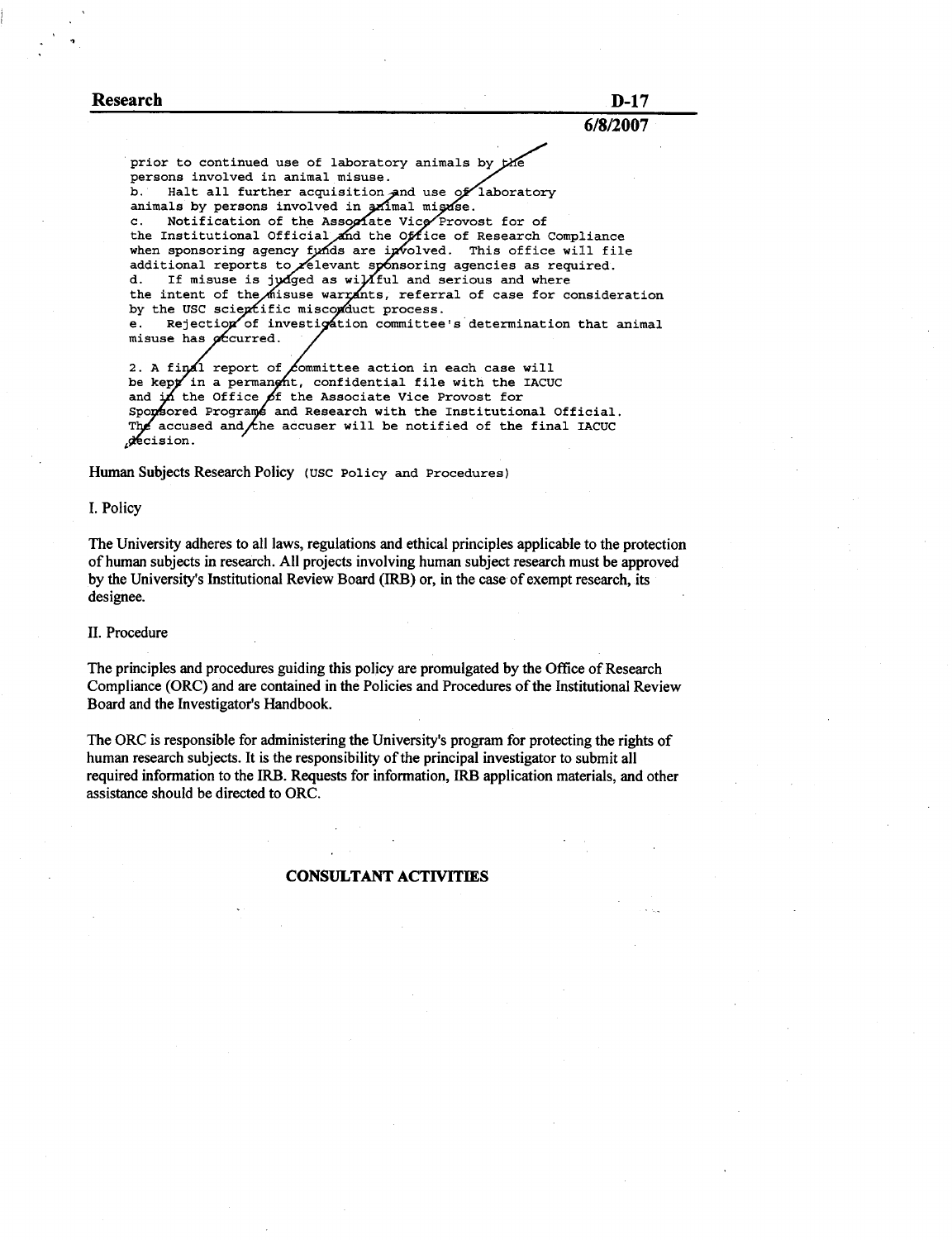prior to continued use of laboratory animals by the persons involved in animal misuse.

b. Halt all further acquisition and use of laboratory animals by persons involved in animal misuse.

c. Notification of the Associate Vice Provost for of the Institutional Official and the Office of Research Compliance when sponsoring agency funds are involved. This office will file additional reports to relevant sponsoring agencies as required.

d. If misuse is judged as willful and serious and where the intent of the misuse warrants, referral of case for consideration by the USC scientific misconduct process.

e. Rejection of investigation committee's determination that animal misuse has occurred.

2. A final report of committee action in each case will be kept in a permanent, confidential file with the IACUC and in the Office of the Associate Vice Provost for Sponsored Programs and Research with the Institutional Official. The accused and the accuser will be notified of the final IACUC decision.

## Human Subjects Research Policy (USC Policy and Procedures)

I. Policy

The University adheres to all laws, regulations and ethical principles applicable to the protection of human subjects in research. All projects involving human subject research must be approved by the University's Institutional Review Board (IRB) or, in the case of exempt research, its designee.

II. Procedure

The principles and procedures guiding this policy are promulgated by the Office of Research Compliance (ORC) and are contained in the Policies and Procedures of the Institutional Review Board and the Investigator's Handbook.

The ORC is responsible for administering the University's program for protecting the rights of human research subjects. It is the responsibility of the principal investigator to submit all required information to the IRB. Requests for information, IRB application materials, and other assistance should be directed to ORC.

## CONSULTANT ACTIVITIES